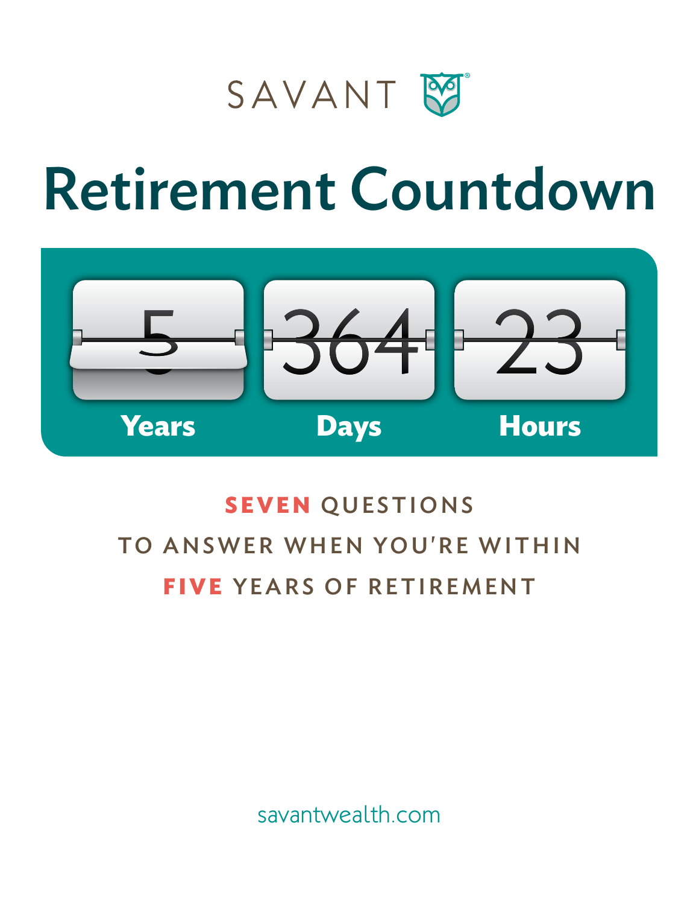SAVANT

# Retirement Countdown

5 Years | 364 Days | 23 Hours

## SEVEN QUESTIONS TO ANSWER WHEN YOU'RE WITHIN FIVE YEARS OF RETIREMENT

savantwealth.com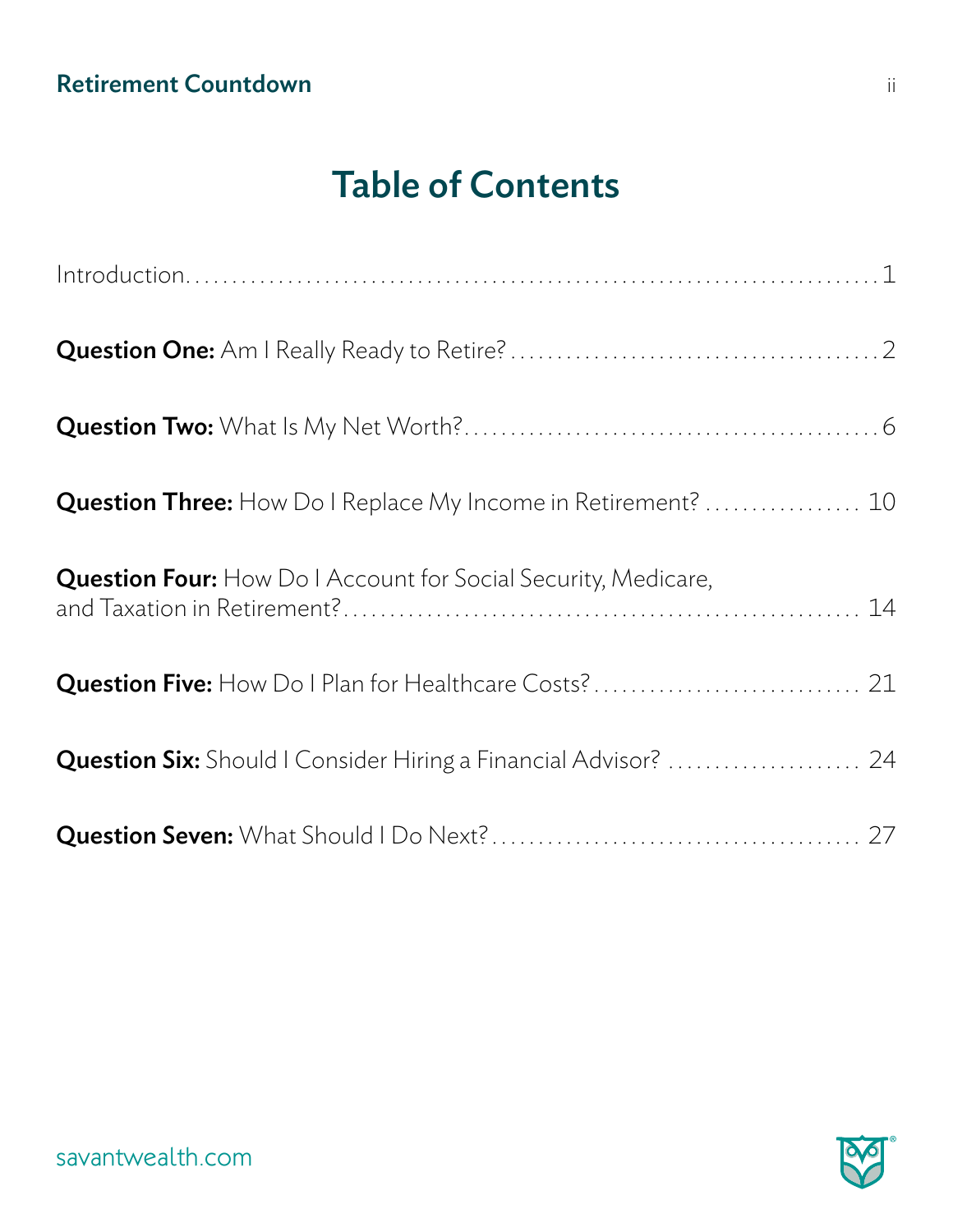# Table of Contents

Introduction ........ 1

**Question One:** Am I Really Ready to Retire? ........ 2

**Question Two:** What Is My Net Worth? ........ 6

**Question Three:** How Do I Replace My Income in Retirement? ........ 10

**Question Four:** How Do I Account for Social Security, Medicare, and Taxation in Retirement? ........ 14

**Question Five:** How Do I Plan for Healthcare Costs? ........ 21

**Question Six:** Should I Consider Hiring a Financial Advisor? ........ 24

**Question Seven:** What Should I Do Next? ........ 27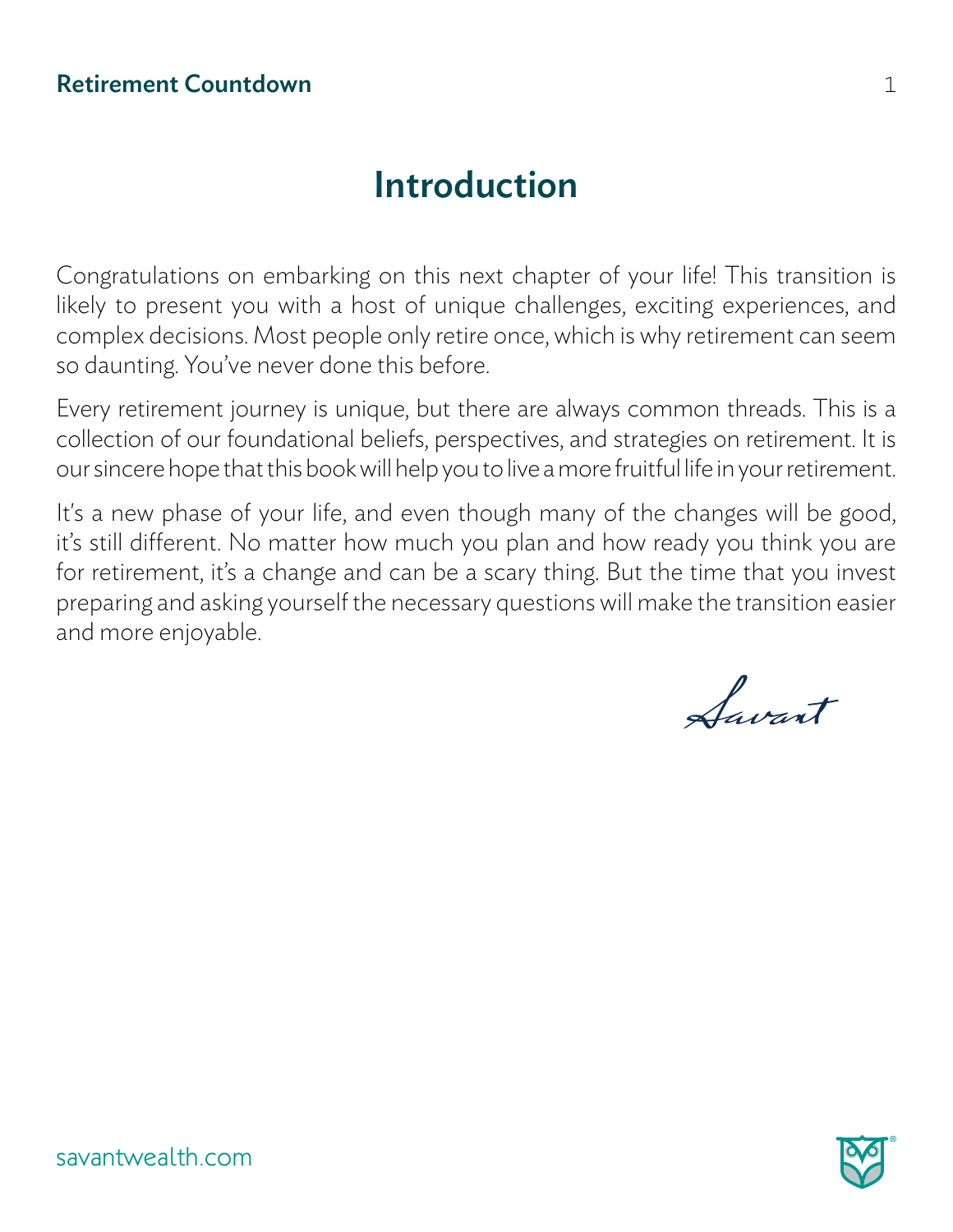# Introduction

Congratulations on embarking on this next chapter of your life! This transition is likely to present you with a host of unique challenges, exciting experiences, and complex decisions. Most people only retire once, which is why retirement can seem so daunting. You've never done this before.

Every retirement journey is unique, but there are always common threads. This is a collection of our foundational beliefs, perspectives, and strategies on retirement. It is our sincere hope that this book will help you to live a more fruitful life in your retirement.

It's a new phase of your life, and even though many of the changes will be good, it's still different. No matter how much you plan and how ready you think you are for retirement, it's a change and can be a scary thing. But the time that you invest preparing and asking yourself the necessary questions will make the transition easier and more enjoyable.

Savant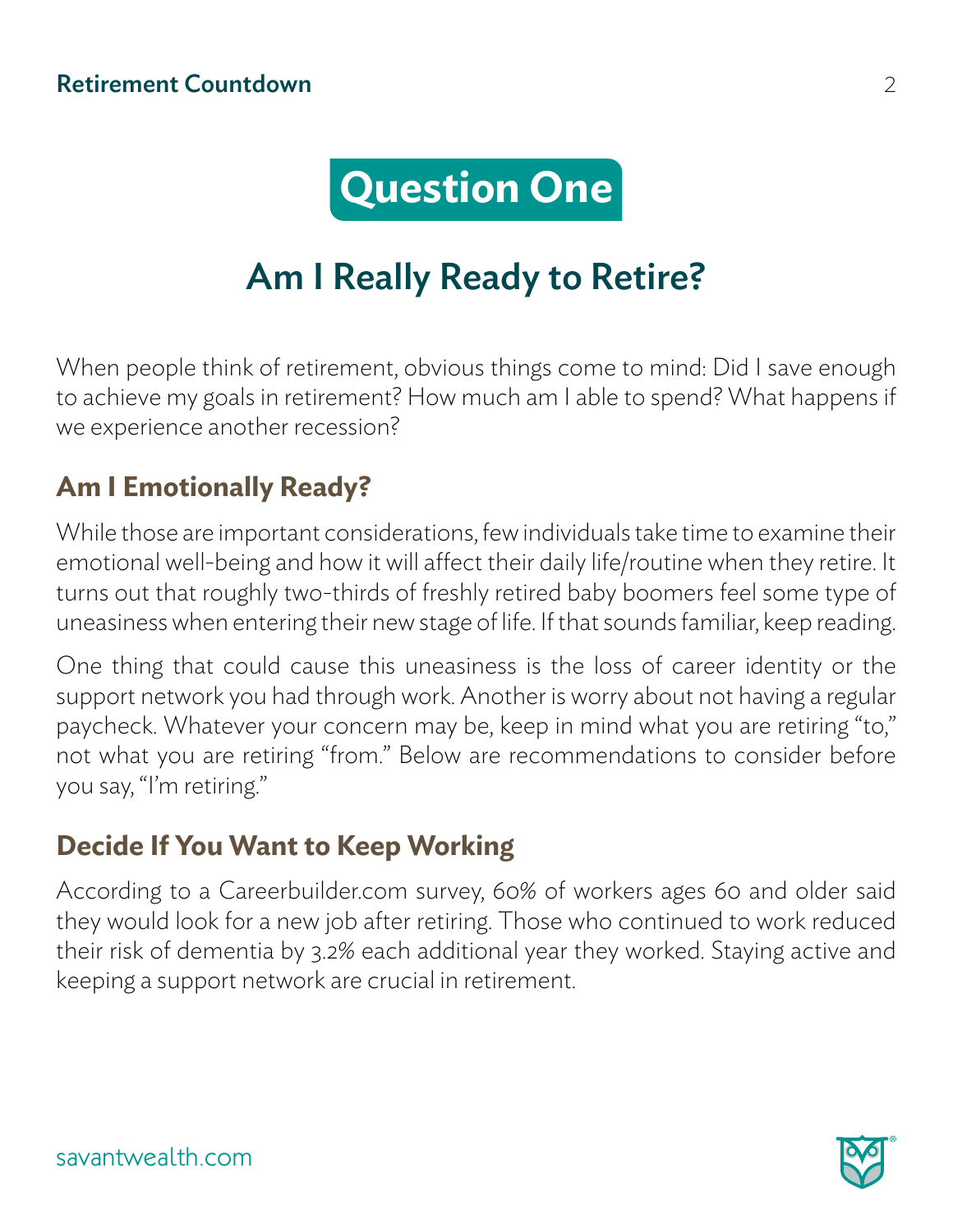# Question One

## Am I Really Ready to Retire?

When people think of retirement, obvious things come to mind: Did I save enough to achieve my goals in retirement? How much am I able to spend? What happens if we experience another recession?

### Am I Emotionally Ready?

While those are important considerations, few individuals take time to examine their emotional well-being and how it will affect their daily life/routine when they retire. It turns out that roughly two-thirds of freshly retired baby boomers feel some type of uneasiness when entering their new stage of life. If that sounds familiar, keep reading.

One thing that could cause this uneasiness is the loss of career identity or the support network you had through work. Another is worry about not having a regular paycheck. Whatever your concern may be, keep in mind what you are retiring "to," not what you are retiring "from." Below are recommendations to consider before you say, "I'm retiring."

### Decide If You Want to Keep Working

According to a Careerbuilder.com survey, 60% of workers ages 60 and older said they would look for a new job after retiring. Those who continued to work reduced their risk of dementia by 3.2% each additional year they worked. Staying active and keeping a support network are crucial in retirement.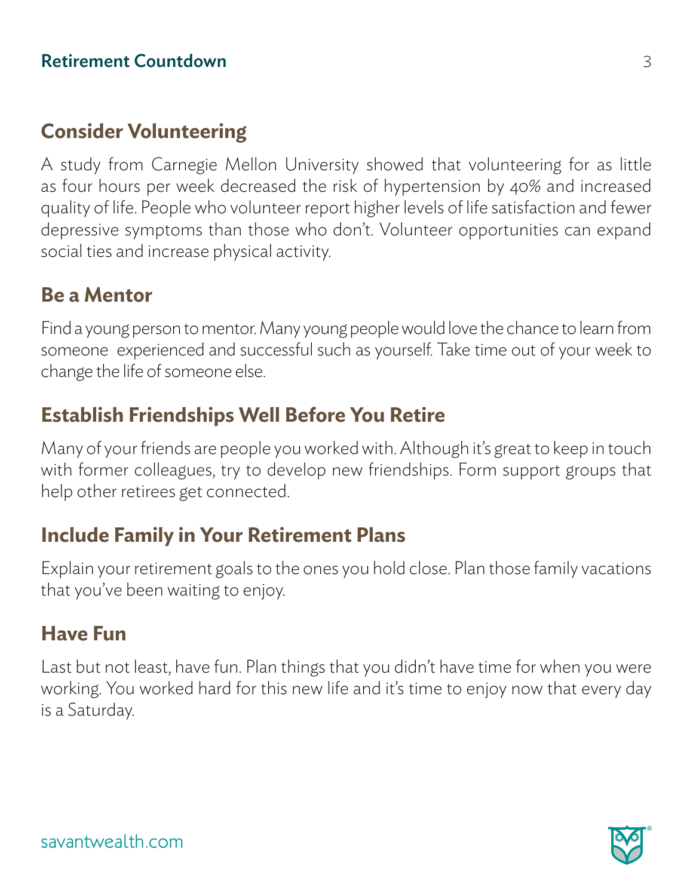## Consider Volunteering

A study from Carnegie Mellon University showed that volunteering for as little as four hours per week decreased the risk of hypertension by 40% and increased quality of life. People who volunteer report higher levels of life satisfaction and fewer depressive symptoms than those who don't. Volunteer opportunities can expand social ties and increase physical activity.

## Be a Mentor

Find a young person to mentor. Many young people would love the chance to learn from someone experienced and successful such as yourself. Take time out of your week to change the life of someone else.

## Establish Friendships Well Before You Retire

Many of your friends are people you worked with. Although it's great to keep in touch with former colleagues, try to develop new friendships. Form support groups that help other retirees get connected.

## Include Family in Your Retirement Plans

Explain your retirement goals to the ones you hold close. Plan those family vacations that you've been waiting to enjoy.

## Have Fun

Last but not least, have fun. Plan things that you didn't have time for when you were working. You worked hard for this new life and it's time to enjoy now that every day is a Saturday.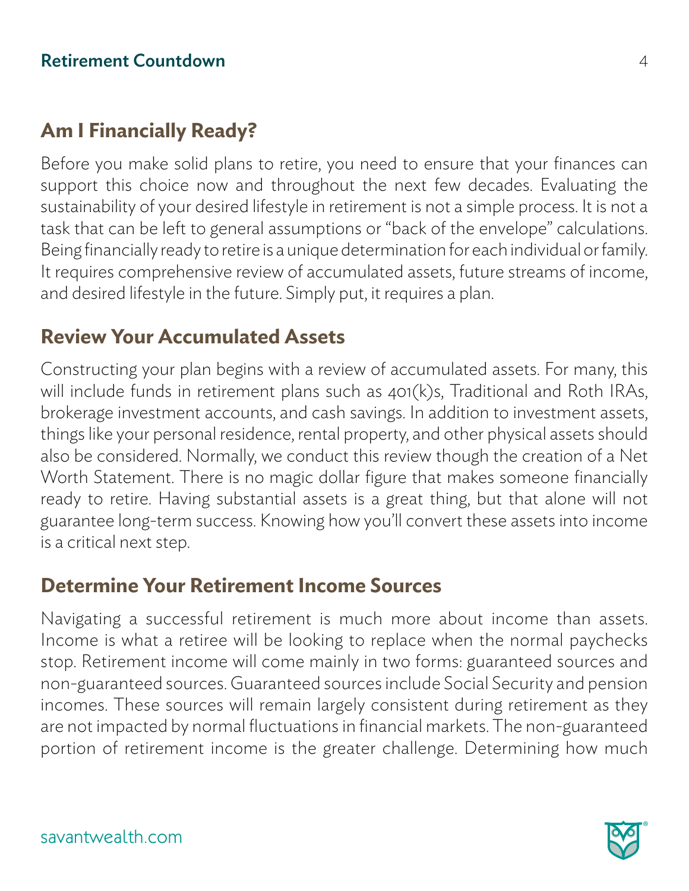## Am I Financially Ready?

Before you make solid plans to retire, you need to ensure that your finances can support this choice now and throughout the next few decades. Evaluating the sustainability of your desired lifestyle in retirement is not a simple process. It is not a task that can be left to general assumptions or "back of the envelope" calculations. Being financially ready to retire is a unique determination for each individual or family. It requires comprehensive review of accumulated assets, future streams of income, and desired lifestyle in the future. Simply put, it requires a plan.

## Review Your Accumulated Assets

Constructing your plan begins with a review of accumulated assets. For many, this will include funds in retirement plans such as 401(k)s, Traditional and Roth IRAs, brokerage investment accounts, and cash savings. In addition to investment assets, things like your personal residence, rental property, and other physical assets should also be considered. Normally, we conduct this review though the creation of a Net Worth Statement. There is no magic dollar figure that makes someone financially ready to retire. Having substantial assets is a great thing, but that alone will not guarantee long-term success. Knowing how you'll convert these assets into income is a critical next step.

## Determine Your Retirement Income Sources

Navigating a successful retirement is much more about income than assets. Income is what a retiree will be looking to replace when the normal paychecks stop. Retirement income will come mainly in two forms: guaranteed sources and non-guaranteed sources. Guaranteed sources include Social Security and pension incomes. These sources will remain largely consistent during retirement as they are not impacted by normal fluctuations in financial markets. The non-guaranteed portion of retirement income is the greater challenge. Determining how much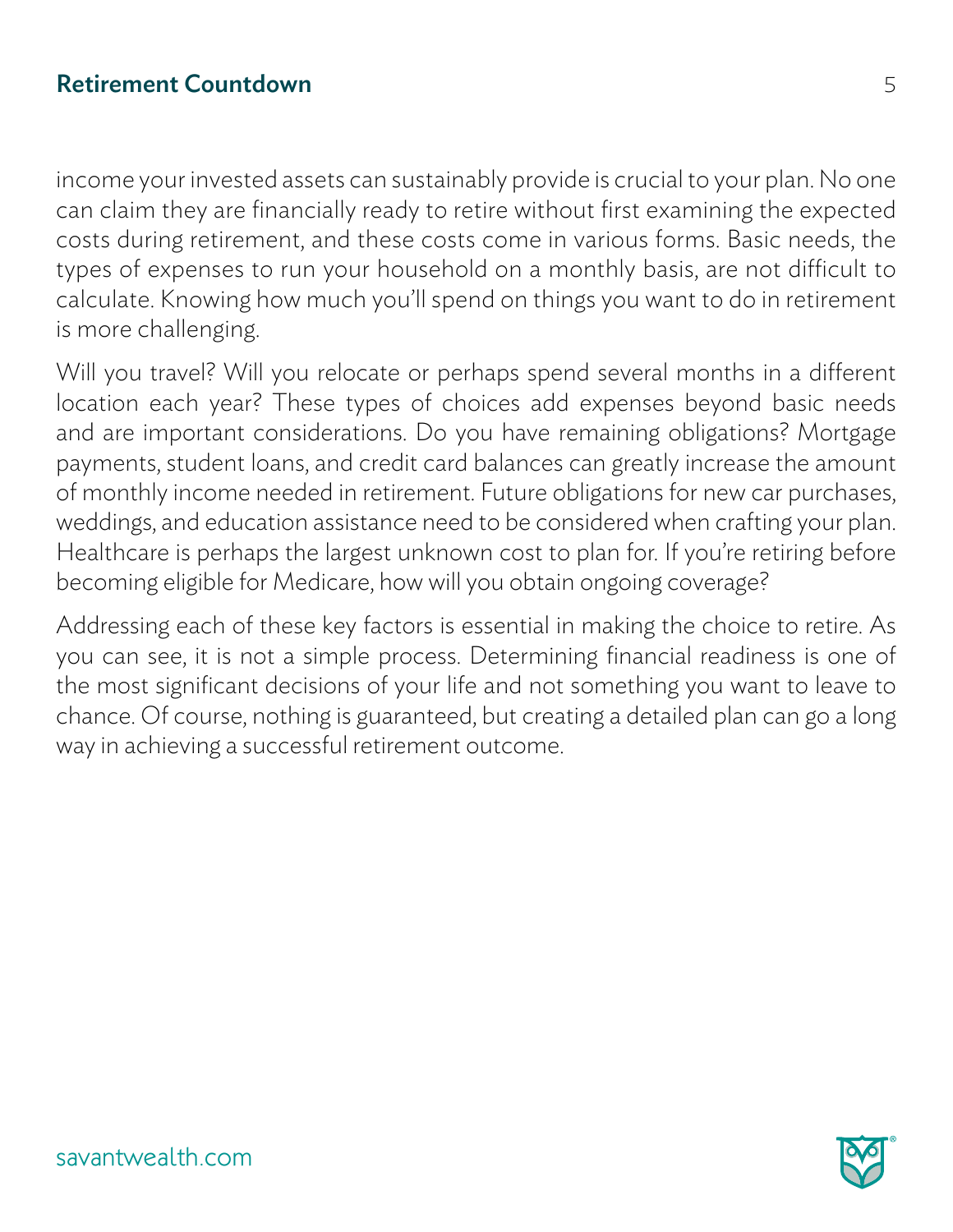income your invested assets can sustainably provide is crucial to your plan. No one can claim they are financially ready to retire without first examining the expected costs during retirement, and these costs come in various forms. Basic needs, the types of expenses to run your household on a monthly basis, are not difficult to calculate. Knowing how much you'll spend on things you want to do in retirement is more challenging.

Will you travel? Will you relocate or perhaps spend several months in a different location each year? These types of choices add expenses beyond basic needs and are important considerations. Do you have remaining obligations? Mortgage payments, student loans, and credit card balances can greatly increase the amount of monthly income needed in retirement. Future obligations for new car purchases, weddings, and education assistance need to be considered when crafting your plan. Healthcare is perhaps the largest unknown cost to plan for. If you're retiring before becoming eligible for Medicare, how will you obtain ongoing coverage?

Addressing each of these key factors is essential in making the choice to retire. As you can see, it is not a simple process. Determining financial readiness is one of the most significant decisions of your life and not something you want to leave to chance. Of course, nothing is guaranteed, but creating a detailed plan can go a long way in achieving a successful retirement outcome.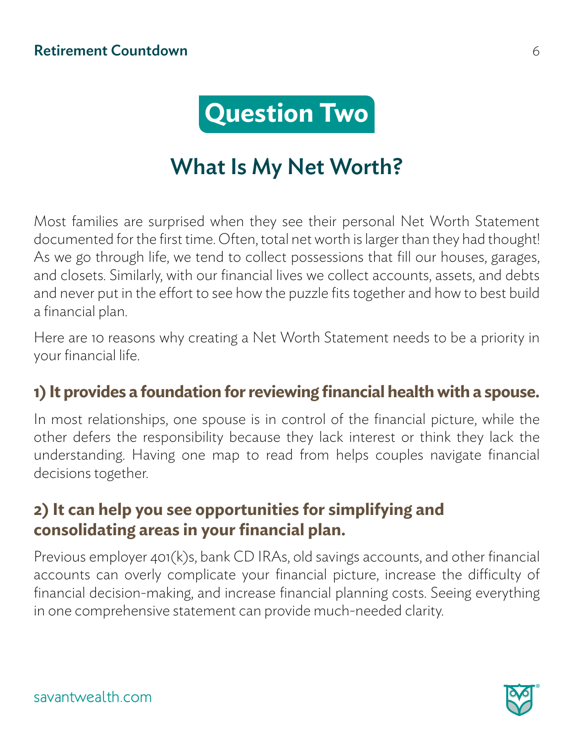# Question Two

## What Is My Net Worth?

Most families are surprised when they see their personal Net Worth Statement documented for the first time. Often, total net worth is larger than they had thought! As we go through life, we tend to collect possessions that fill our houses, garages, and closets. Similarly, with our financial lives we collect accounts, assets, and debts and never put in the effort to see how the puzzle fits together and how to best build a financial plan.

Here are 10 reasons why creating a Net Worth Statement needs to be a priority in your financial life.

### 1) It provides a foundation for reviewing financial health with a spouse.

In most relationships, one spouse is in control of the financial picture, while the other defers the responsibility because they lack interest or think they lack the understanding. Having one map to read from helps couples navigate financial decisions together.

### 2) It can help you see opportunities for simplifying and consolidating areas in your financial plan.

Previous employer 401(k)s, bank CD IRAs, old savings accounts, and other financial accounts can overly complicate your financial picture, increase the difficulty of financial decision-making, and increase financial planning costs. Seeing everything in one comprehensive statement can provide much-needed clarity.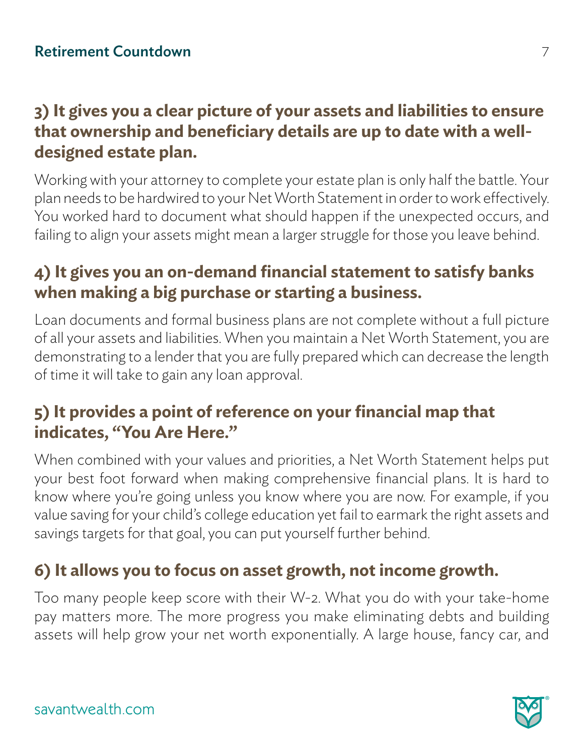### 3) It gives you a clear picture of your assets and liabilities to ensure that ownership and beneficiary details are up to date with a well-designed estate plan.

Working with your attorney to complete your estate plan is only half the battle. Your plan needs to be hardwired to your Net Worth Statement in order to work effectively. You worked hard to document what should happen if the unexpected occurs, and failing to align your assets might mean a larger struggle for those you leave behind.

### 4) It gives you an on-demand financial statement to satisfy banks when making a big purchase or starting a business.

Loan documents and formal business plans are not complete without a full picture of all your assets and liabilities. When you maintain a Net Worth Statement, you are demonstrating to a lender that you are fully prepared which can decrease the length of time it will take to gain any loan approval.

### 5) It provides a point of reference on your financial map that indicates, "You Are Here."

When combined with your values and priorities, a Net Worth Statement helps put your best foot forward when making comprehensive financial plans. It is hard to know where you're going unless you know where you are now. For example, if you value saving for your child's college education yet fail to earmark the right assets and savings targets for that goal, you can put yourself further behind.

### 6) It allows you to focus on asset growth, not income growth.

Too many people keep score with their W-2. What you do with your take-home pay matters more. The more progress you make eliminating debts and building assets will help grow your net worth exponentially. A large house, fancy car, and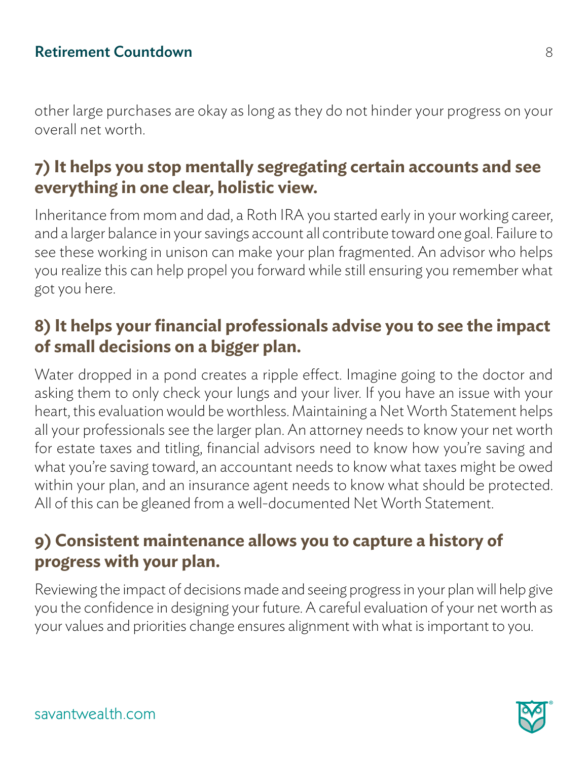other large purchases are okay as long as they do not hinder your progress on your overall net worth.

## 7) It helps you stop mentally segregating certain accounts and see everything in one clear, holistic view.

Inheritance from mom and dad, a Roth IRA you started early in your working career, and a larger balance in your savings account all contribute toward one goal. Failure to see these working in unison can make your plan fragmented. An advisor who helps you realize this can help propel you forward while still ensuring you remember what got you here.

## 8) It helps your financial professionals advise you to see the impact of small decisions on a bigger plan.

Water dropped in a pond creates a ripple effect. Imagine going to the doctor and asking them to only check your lungs and your liver. If you have an issue with your heart, this evaluation would be worthless. Maintaining a Net Worth Statement helps all your professionals see the larger plan. An attorney needs to know your net worth for estate taxes and titling, financial advisors need to know how you're saving and what you're saving toward, an accountant needs to know what taxes might be owed within your plan, and an insurance agent needs to know what should be protected. All of this can be gleaned from a well-documented Net Worth Statement.

## 9) Consistent maintenance allows you to capture a history of progress with your plan.

Reviewing the impact of decisions made and seeing progress in your plan will help give you the confidence in designing your future. A careful evaluation of your net worth as your values and priorities change ensures alignment with what is important to you.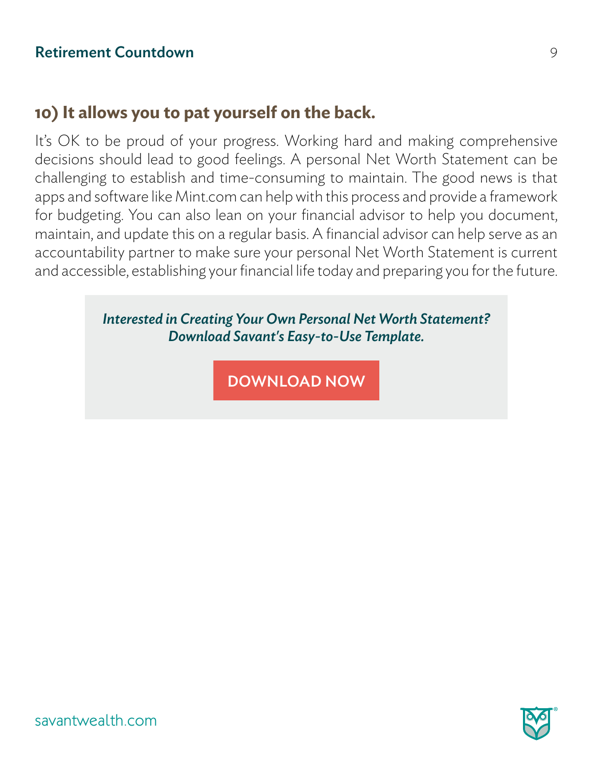## 10) It allows you to pat yourself on the back.

It's OK to be proud of your progress. Working hard and making comprehensive decisions should lead to good feelings. A personal Net Worth Statement can be challenging to establish and time-consuming to maintain. The good news is that apps and software like Mint.com can help with this process and provide a framework for budgeting. You can also lean on your financial advisor to help you document, maintain, and update this on a regular basis. A financial advisor can help serve as an accountability partner to make sure your personal Net Worth Statement is current and accessible, establishing your financial life today and preparing you for the future.

***Interested in Creating Your Own Personal Net Worth Statement?***
***Download Savant's Easy-to-Use Template.***

**DOWNLOAD NOW**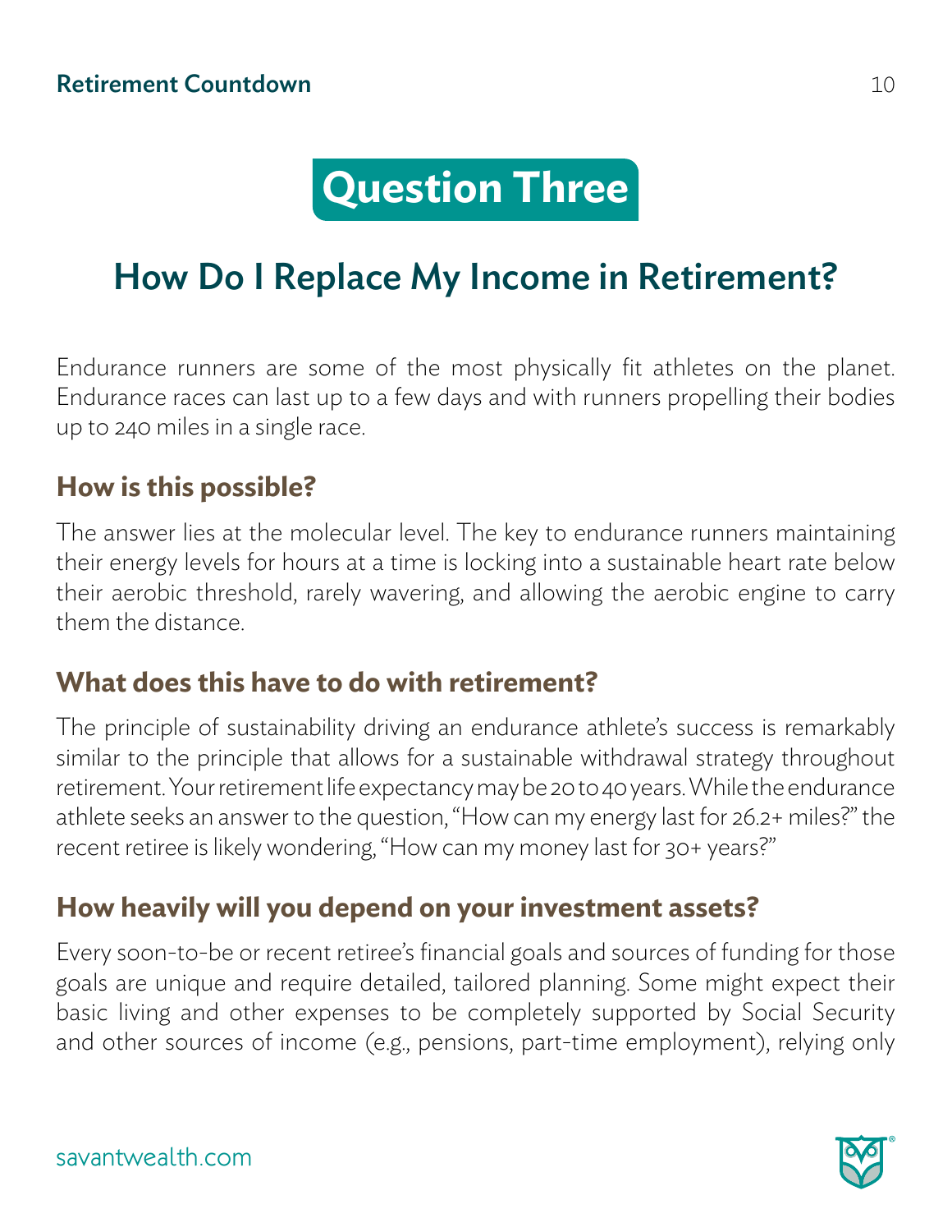# Question Three

## How Do I Replace My Income in Retirement?

Endurance runners are some of the most physically fit athletes on the planet. Endurance races can last up to a few days and with runners propelling their bodies up to 240 miles in a single race.

### How is this possible?

The answer lies at the molecular level. The key to endurance runners maintaining their energy levels for hours at a time is locking into a sustainable heart rate below their aerobic threshold, rarely wavering, and allowing the aerobic engine to carry them the distance.

### What does this have to do with retirement?

The principle of sustainability driving an endurance athlete's success is remarkably similar to the principle that allows for a sustainable withdrawal strategy throughout retirement. Your retirement life expectancy may be 20 to 40 years. While the endurance athlete seeks an answer to the question, "How can my energy last for 26.2+ miles?" the recent retiree is likely wondering, "How can my money last for 30+ years?"

### How heavily will you depend on your investment assets?

Every soon-to-be or recent retiree's financial goals and sources of funding for those goals are unique and require detailed, tailored planning. Some might expect their basic living and other expenses to be completely supported by Social Security and other sources of income (e.g., pensions, part-time employment), relying only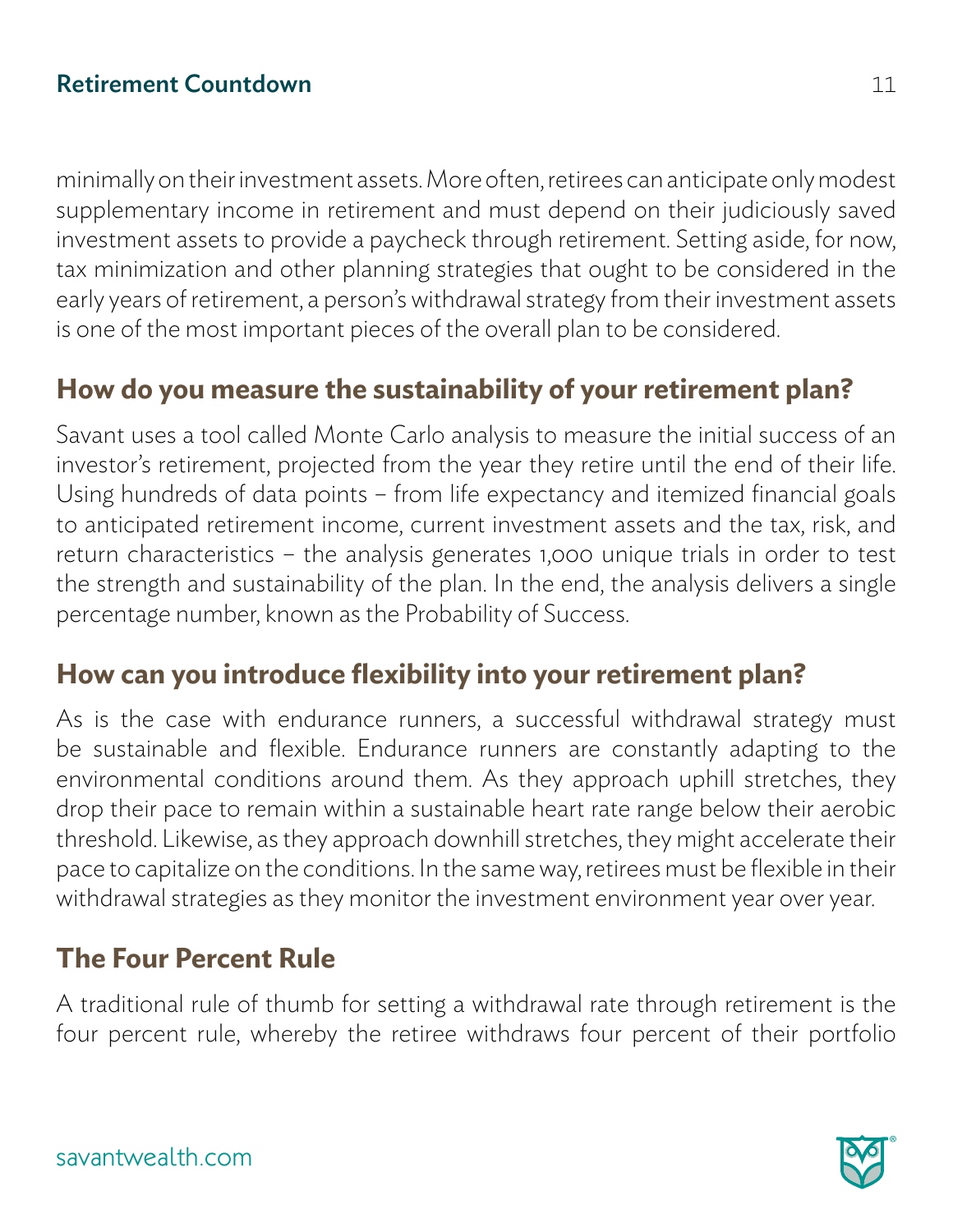minimally on their investment assets. More often, retirees can anticipate only modest supplementary income in retirement and must depend on their judiciously saved investment assets to provide a paycheck through retirement. Setting aside, for now, tax minimization and other planning strategies that ought to be considered in the early years of retirement, a person's withdrawal strategy from their investment assets is one of the most important pieces of the overall plan to be considered.

## How do you measure the sustainability of your retirement plan?

Savant uses a tool called Monte Carlo analysis to measure the initial success of an investor's retirement, projected from the year they retire until the end of their life. Using hundreds of data points – from life expectancy and itemized financial goals to anticipated retirement income, current investment assets and the tax, risk, and return characteristics – the analysis generates 1,000 unique trials in order to test the strength and sustainability of the plan. In the end, the analysis delivers a single percentage number, known as the Probability of Success.

## How can you introduce flexibility into your retirement plan?

As is the case with endurance runners, a successful withdrawal strategy must be sustainable and flexible. Endurance runners are constantly adapting to the environmental conditions around them. As they approach uphill stretches, they drop their pace to remain within a sustainable heart rate range below their aerobic threshold. Likewise, as they approach downhill stretches, they might accelerate their pace to capitalize on the conditions. In the same way, retirees must be flexible in their withdrawal strategies as they monitor the investment environment year over year.

## The Four Percent Rule

A traditional rule of thumb for setting a withdrawal rate through retirement is the four percent rule, whereby the retiree withdraws four percent of their portfolio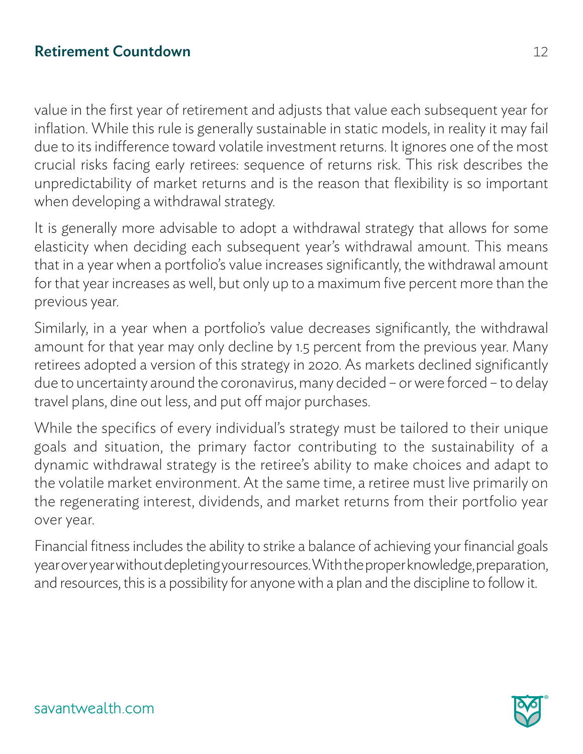value in the first year of retirement and adjusts that value each subsequent year for inflation. While this rule is generally sustainable in static models, in reality it may fail due to its indifference toward volatile investment returns. It ignores one of the most crucial risks facing early retirees: sequence of returns risk. This risk describes the unpredictability of market returns and is the reason that flexibility is so important when developing a withdrawal strategy.

It is generally more advisable to adopt a withdrawal strategy that allows for some elasticity when deciding each subsequent year's withdrawal amount. This means that in a year when a portfolio's value increases significantly, the withdrawal amount for that year increases as well, but only up to a maximum five percent more than the previous year.

Similarly, in a year when a portfolio's value decreases significantly, the withdrawal amount for that year may only decline by 1.5 percent from the previous year. Many retirees adopted a version of this strategy in 2020. As markets declined significantly due to uncertainty around the coronavirus, many decided – or were forced – to delay travel plans, dine out less, and put off major purchases.

While the specifics of every individual's strategy must be tailored to their unique goals and situation, the primary factor contributing to the sustainability of a dynamic withdrawal strategy is the retiree's ability to make choices and adapt to the volatile market environment. At the same time, a retiree must live primarily on the regenerating interest, dividends, and market returns from their portfolio year over year.

Financial fitness includes the ability to strike a balance of achieving your financial goals year over year without depleting your resources. With the proper knowledge, preparation, and resources, this is a possibility for anyone with a plan and the discipline to follow it.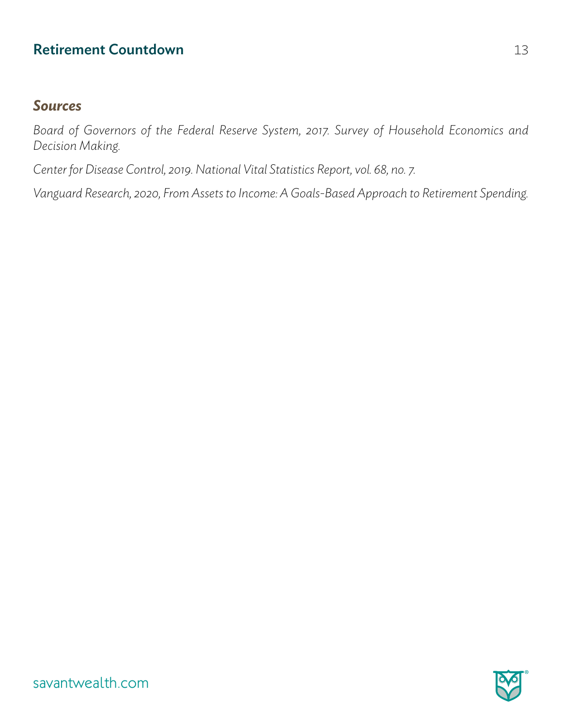## *Sources*

*Board of Governors of the Federal Reserve System, 2017. Survey of Household Economics and Decision Making.*

*Center for Disease Control, 2019. National Vital Statistics Report, vol. 68, no. 7.*

*Vanguard Research, 2020, From Assets to Income: A Goals-Based Approach to Retirement Spending.*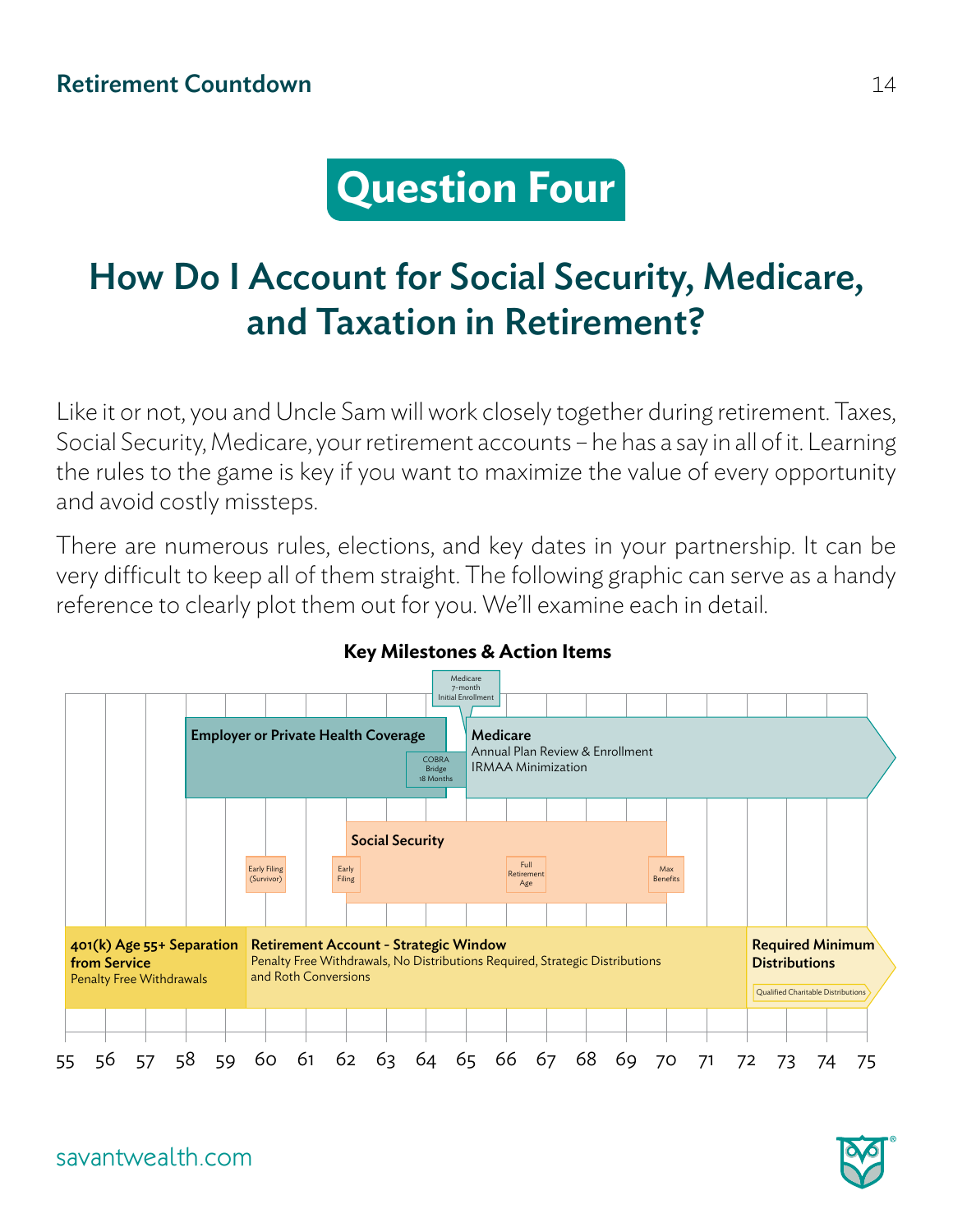# Question Four

## How Do I Account for Social Security, Medicare, and Taxation in Retirement?

Like it or not, you and Uncle Sam will work closely together during retirement. Taxes, Social Security, Medicare, your retirement accounts – he has a say in all of it. Learning the rules to the game is key if you want to maximize the value of every opportunity and avoid costly missteps.

There are numerous rules, elections, and key dates in your partnership. It can be very difficult to keep all of them straight. The following graphic can serve as a handy reference to clearly plot them out for you. We'll examine each in detail.

**Key Milestones & Action Items**

Medicare 7-month Initial Enrollment

**Employer or Private Health Coverage**

COBRA Bridge 18 Months

**Medicare**
Annual Plan Review & Enrollment
IRMAA Minimization

**Social Security**

Early Filing (Survivor)

Early Filing

Full Retirement Age

Max Benefits

**401(k) Age 55+ Separation from Service**
Penalty Free Withdrawals

**Retirement Account - Strategic Window**
Penalty Free Withdrawals, No Distributions Required, Strategic Distributions and Roth Conversions

**Required Minimum Distributions**

Qualified Charitable Distributions

55 56 57 58 59 60 61 62 63 64 65 66 67 68 69 70 71 72 73 74 75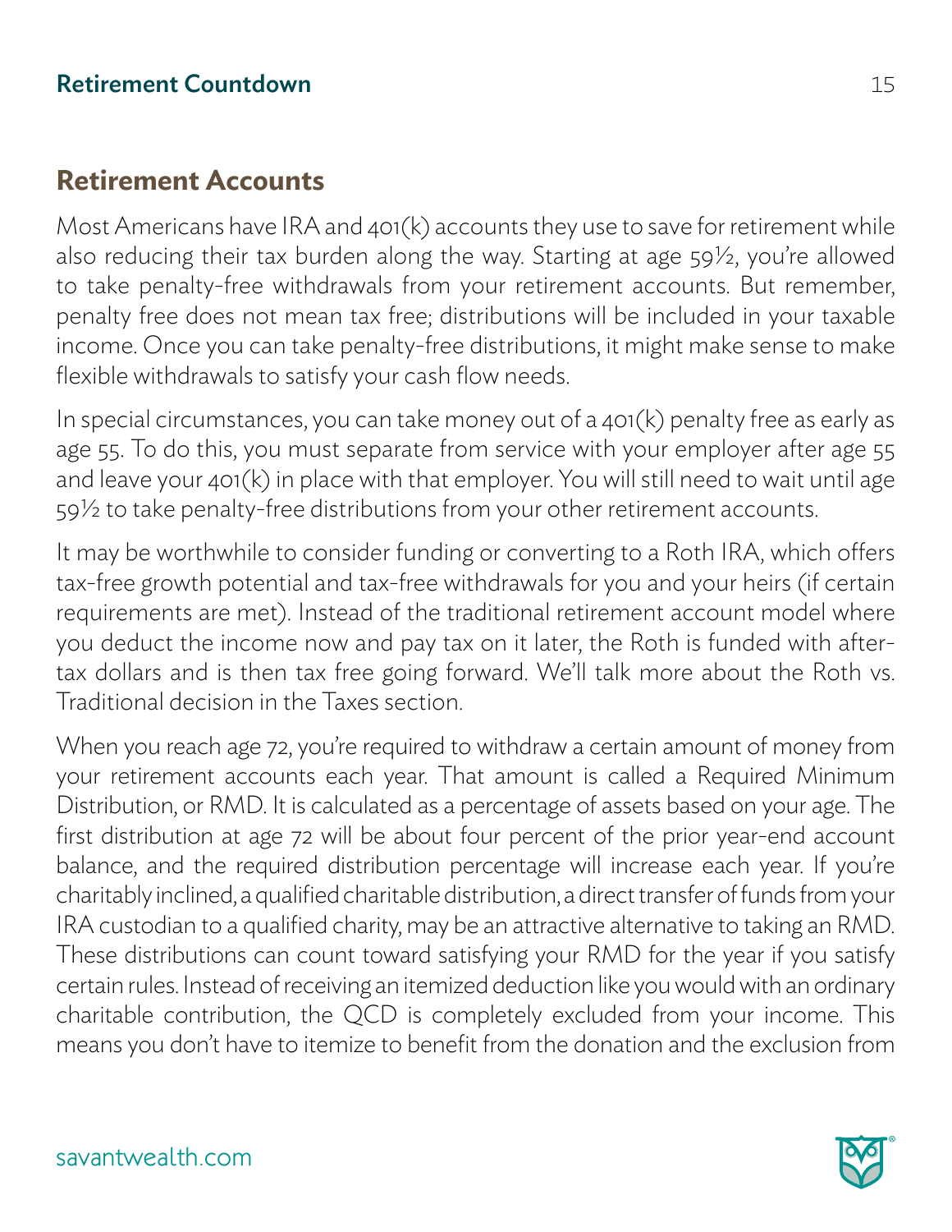## Retirement Accounts

Most Americans have IRA and 401(k) accounts they use to save for retirement while also reducing their tax burden along the way. Starting at age 59½, you're allowed to take penalty-free withdrawals from your retirement accounts. But remember, penalty free does not mean tax free; distributions will be included in your taxable income. Once you can take penalty-free distributions, it might make sense to make flexible withdrawals to satisfy your cash flow needs.

In special circumstances, you can take money out of a 401(k) penalty free as early as age 55. To do this, you must separate from service with your employer after age 55 and leave your 401(k) in place with that employer. You will still need to wait until age 59½ to take penalty-free distributions from your other retirement accounts.

It may be worthwhile to consider funding or converting to a Roth IRA, which offers tax-free growth potential and tax-free withdrawals for you and your heirs (if certain requirements are met). Instead of the traditional retirement account model where you deduct the income now and pay tax on it later, the Roth is funded with after-tax dollars and is then tax free going forward. We'll talk more about the Roth vs. Traditional decision in the Taxes section.

When you reach age 72, you're required to withdraw a certain amount of money from your retirement accounts each year. That amount is called a Required Minimum Distribution, or RMD. It is calculated as a percentage of assets based on your age. The first distribution at age 72 will be about four percent of the prior year-end account balance, and the required distribution percentage will increase each year. If you're charitably inclined, a qualified charitable distribution, a direct transfer of funds from your IRA custodian to a qualified charity, may be an attractive alternative to taking an RMD. These distributions can count toward satisfying your RMD for the year if you satisfy certain rules. Instead of receiving an itemized deduction like you would with an ordinary charitable contribution, the QCD is completely excluded from your income. This means you don't have to itemize to benefit from the donation and the exclusion from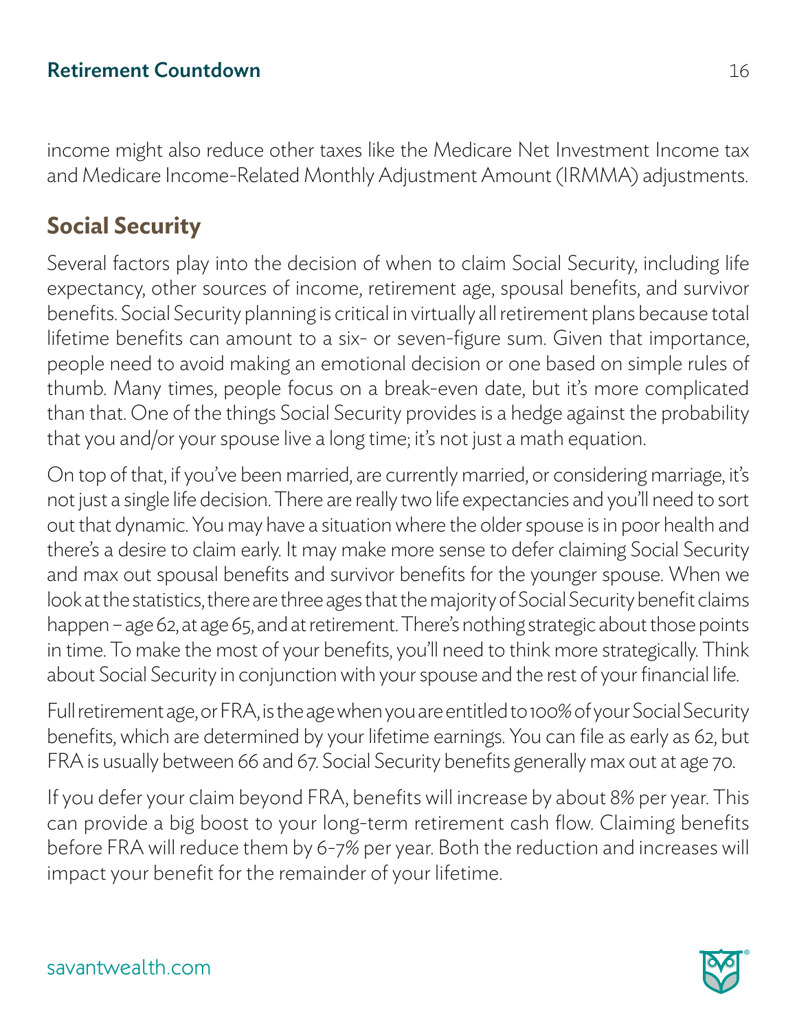income might also reduce other taxes like the Medicare Net Investment Income tax and Medicare Income-Related Monthly Adjustment Amount (IRMMA) adjustments.

## Social Security

Several factors play into the decision of when to claim Social Security, including life expectancy, other sources of income, retirement age, spousal benefits, and survivor benefits. Social Security planning is critical in virtually all retirement plans because total lifetime benefits can amount to a six- or seven-figure sum. Given that importance, people need to avoid making an emotional decision or one based on simple rules of thumb. Many times, people focus on a break-even date, but it's more complicated than that. One of the things Social Security provides is a hedge against the probability that you and/or your spouse live a long time; it's not just a math equation.

On top of that, if you've been married, are currently married, or considering marriage, it's not just a single life decision. There are really two life expectancies and you'll need to sort out that dynamic. You may have a situation where the older spouse is in poor health and there's a desire to claim early. It may make more sense to defer claiming Social Security and max out spousal benefits and survivor benefits for the younger spouse. When we look at the statistics, there are three ages that the majority of Social Security benefit claims happen – age 62, at age 65, and at retirement. There's nothing strategic about those points in time. To make the most of your benefits, you'll need to think more strategically. Think about Social Security in conjunction with your spouse and the rest of your financial life.

Full retirement age, or FRA, is the age when you are entitled to 100% of your Social Security benefits, which are determined by your lifetime earnings. You can file as early as 62, but FRA is usually between 66 and 67. Social Security benefits generally max out at age 70.

If you defer your claim beyond FRA, benefits will increase by about 8% per year. This can provide a big boost to your long-term retirement cash flow. Claiming benefits before FRA will reduce them by 6-7% per year. Both the reduction and increases will impact your benefit for the remainder of your lifetime.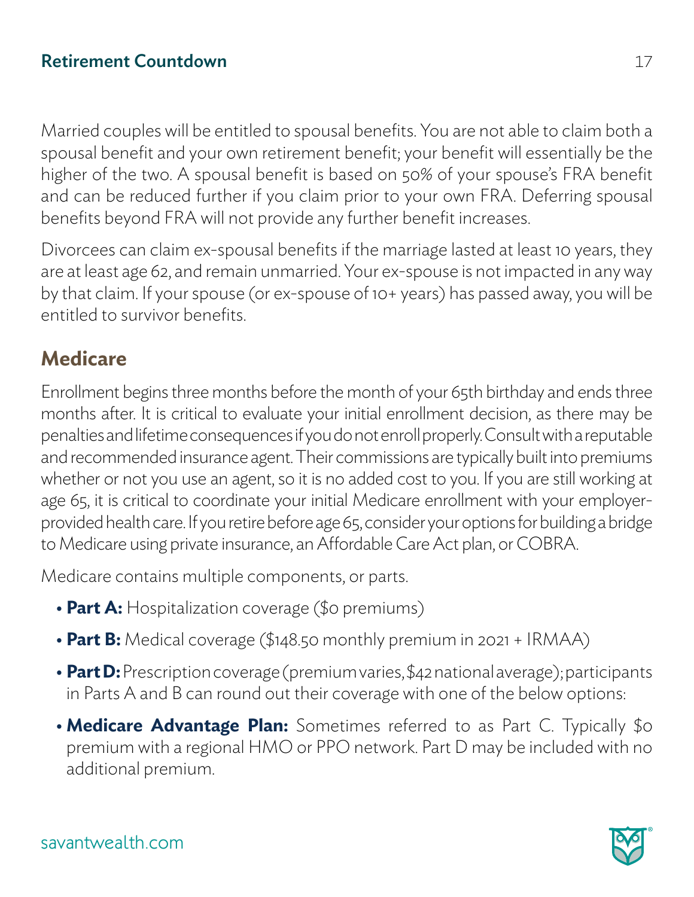Married couples will be entitled to spousal benefits. You are not able to claim both a spousal benefit and your own retirement benefit; your benefit will essentially be the higher of the two. A spousal benefit is based on 50% of your spouse's FRA benefit and can be reduced further if you claim prior to your own FRA. Deferring spousal benefits beyond FRA will not provide any further benefit increases.

Divorcees can claim ex-spousal benefits if the marriage lasted at least 10 years, they are at least age 62, and remain unmarried. Your ex-spouse is not impacted in any way by that claim. If your spouse (or ex-spouse of 10+ years) has passed away, you will be entitled to survivor benefits.

## Medicare

Enrollment begins three months before the month of your 65th birthday and ends three months after. It is critical to evaluate your initial enrollment decision, as there may be penalties and lifetime consequences if you do not enroll properly. Consult with a reputable and recommended insurance agent. Their commissions are typically built into premiums whether or not you use an agent, so it is no added cost to you. If you are still working at age 65, it is critical to coordinate your initial Medicare enrollment with your employer-provided health care. If you retire before age 65, consider your options for building a bridge to Medicare using private insurance, an Affordable Care Act plan, or COBRA.

Medicare contains multiple components, or parts.

- **Part A:** Hospitalization coverage ($0 premiums)
- **Part B:** Medical coverage ($148.50 monthly premium in 2021 + IRMAA)
- **Part D:** Prescription coverage (premium varies, $42 national average); participants in Parts A and B can round out their coverage with one of the below options:
- **Medicare Advantage Plan:** Sometimes referred to as Part C. Typically $0 premium with a regional HMO or PPO network. Part D may be included with no additional premium.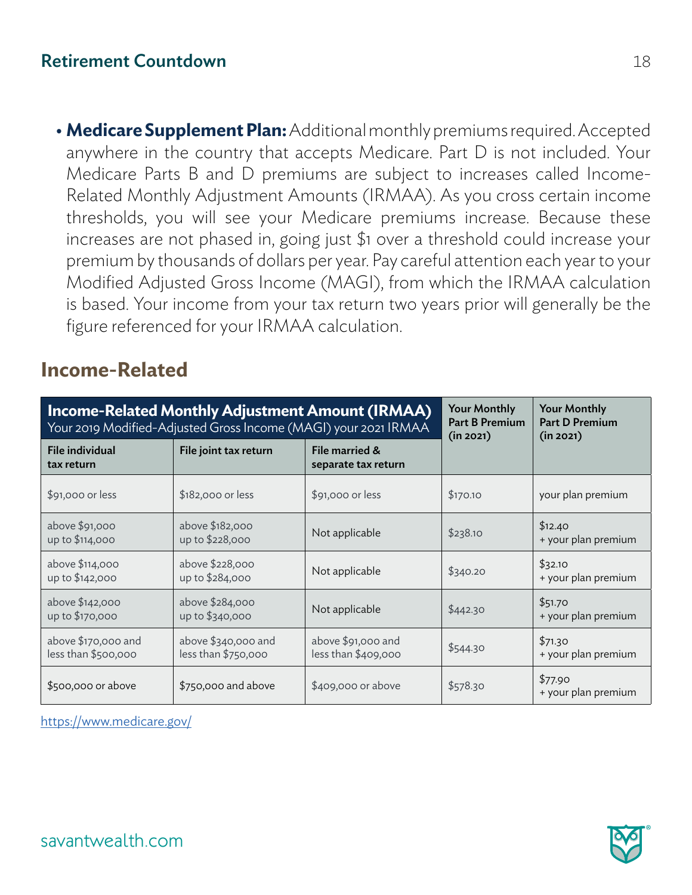- **Medicare Supplement Plan:** Additional monthly premiums required. Accepted anywhere in the country that accepts Medicare. Part D is not included. Your Medicare Parts B and D premiums are subject to increases called Income-Related Monthly Adjustment Amounts (IRMAA). As you cross certain income thresholds, you will see your Medicare premiums increase. Because these increases are not phased in, going just $1 over a threshold could increase your premium by thousands of dollars per year. Pay careful attention each year to your Modified Adjusted Gross Income (MAGI), from which the IRMAA calculation is based. Your income from your tax return two years prior will generally be the figure referenced for your IRMAA calculation.

## Income-Related

| **Income-Related Monthly Adjustment Amount (IRMAA)** Your 2019 Modified-Adjusted Gross Income (MAGI) your 2021 IRMAA | | | **Your Monthly Part B Premium (in 2021)** | **Your Monthly Part D Premium (in 2021)** |
|---|---|---|---|---|
| **File individual tax return** | **File joint tax return** | **File married & separate tax return** | | |
| $91,000 or less | $182,000 or less | $91,000 or less | $170.10 | your plan premium |
| above $91,000 up to $114,000 | above $182,000 up to $228,000 | Not applicable | $238.10 | $12.40 + your plan premium |
| above $114,000 up to $142,000 | above $228,000 up to $284,000 | Not applicable | $340.20 | $32.10 + your plan premium |
| above $142,000 up to $170,000 | above $284,000 up to $340,000 | Not applicable | $442.30 | $51.70 + your plan premium |
| above $170,000 and less than $500,000 | above $340,000 and less than $750,000 | above $91,000 and less than $409,000 | $544.30 | $71.30 + your plan premium |
| $500,000 or above | $750,000 and above | $409,000 or above | $578.30 | $77.90 + your plan premium |

https://www.medicare.gov/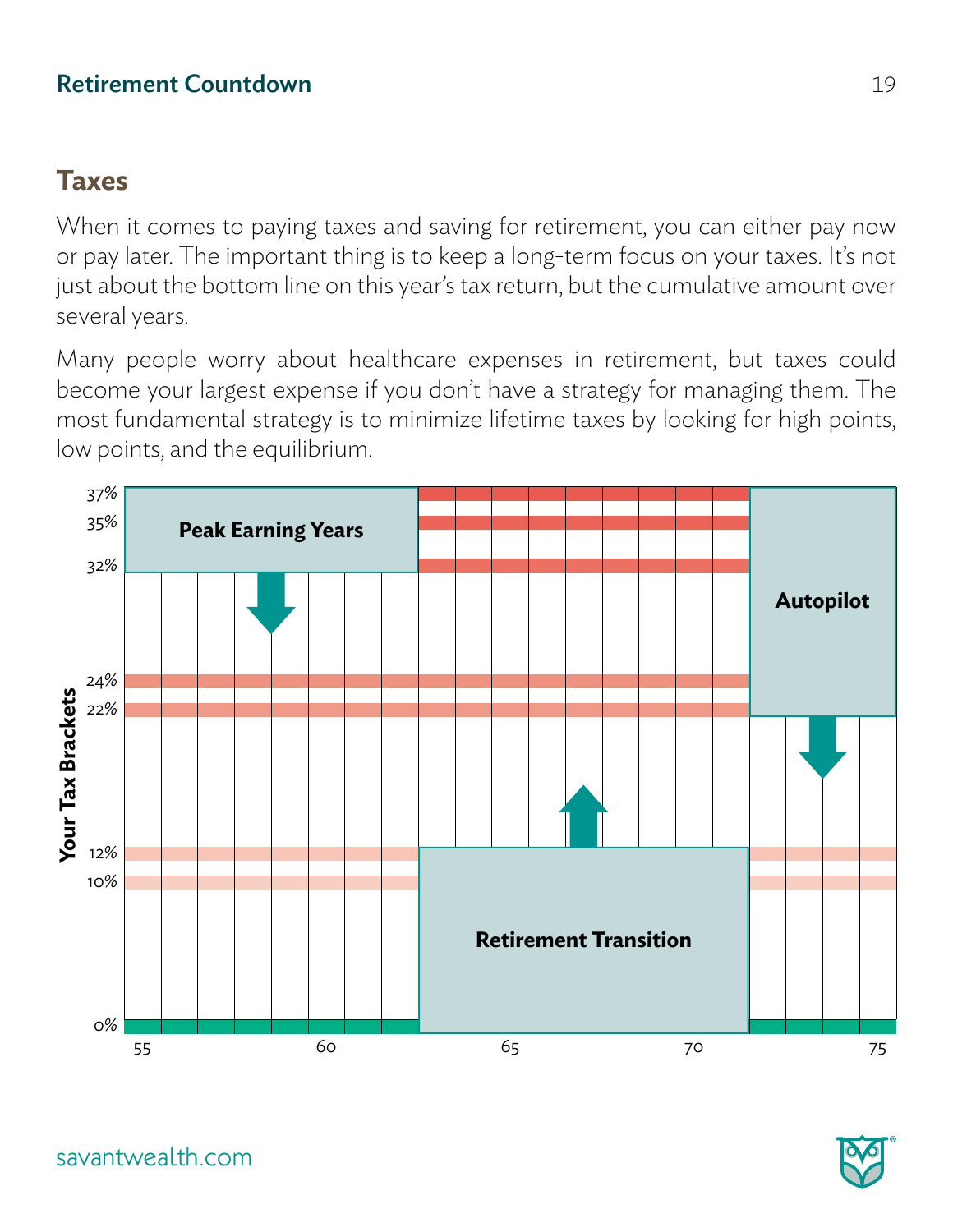## Taxes

When it comes to paying taxes and saving for retirement, you can either pay now or pay later. The important thing is to keep a long-term focus on your taxes. It's not just about the bottom line on this year's tax return, but the cumulative amount over several years.

Many people worry about healthcare expenses in retirement, but taxes could become your largest expense if you don't have a strategy for managing them. The most fundamental strategy is to minimize lifetime taxes by looking for high points, low points, and the equilibrium.

**Your Tax Brackets**

Peak Earning Years

Autopilot

Retirement Transition

37%
35%
32%
24%
22%
12%
10%
0%

55 60 65 70 75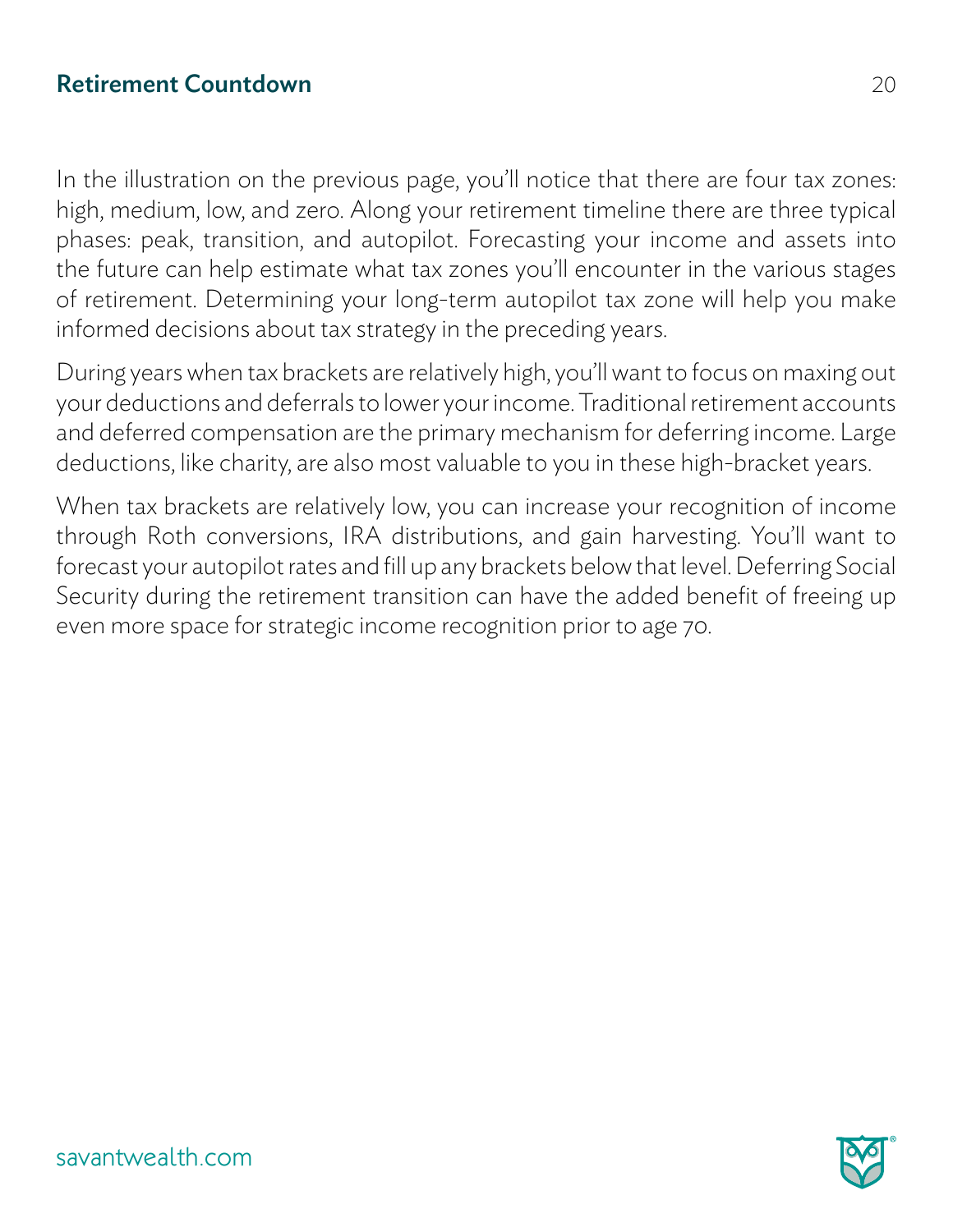In the illustration on the previous page, you'll notice that there are four tax zones: high, medium, low, and zero. Along your retirement timeline there are three typical phases: peak, transition, and autopilot. Forecasting your income and assets into the future can help estimate what tax zones you'll encounter in the various stages of retirement. Determining your long-term autopilot tax zone will help you make informed decisions about tax strategy in the preceding years.

During years when tax brackets are relatively high, you'll want to focus on maxing out your deductions and deferrals to lower your income. Traditional retirement accounts and deferred compensation are the primary mechanism for deferring income. Large deductions, like charity, are also most valuable to you in these high-bracket years.

When tax brackets are relatively low, you can increase your recognition of income through Roth conversions, IRA distributions, and gain harvesting. You'll want to forecast your autopilot rates and fill up any brackets below that level. Deferring Social Security during the retirement transition can have the added benefit of freeing up even more space for strategic income recognition prior to age 70.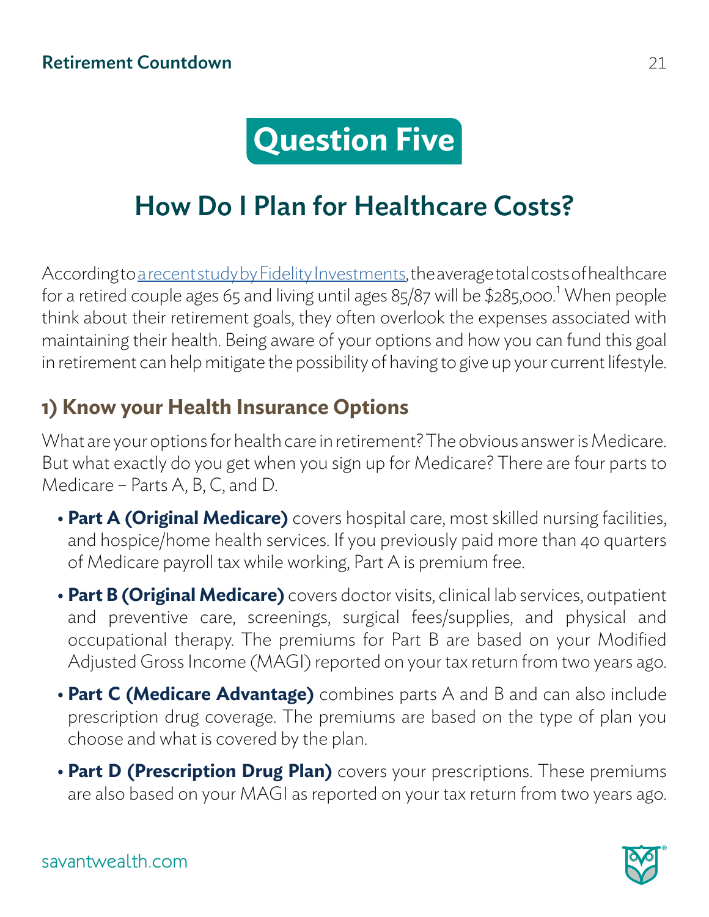# Question Five

## How Do I Plan for Healthcare Costs?

According to [a recent study by Fidelity Investments](), the average total costs of healthcare for a retired couple ages 65 and living until ages 85/87 will be $285,000.[1] When people think about their retirement goals, they often overlook the expenses associated with maintaining their health. Being aware of your options and how you can fund this goal in retirement can help mitigate the possibility of having to give up your current lifestyle.

### 1) Know your Health Insurance Options

What are your options for health care in retirement? The obvious answer is Medicare. But what exactly do you get when you sign up for Medicare? There are four parts to Medicare – Parts A, B, C, and D.

- **Part A (Original Medicare)** covers hospital care, most skilled nursing facilities, and hospice/home health services. If you previously paid more than 40 quarters of Medicare payroll tax while working, Part A is premium free.
- **Part B (Original Medicare)** covers doctor visits, clinical lab services, outpatient and preventive care, screenings, surgical fees/supplies, and physical and occupational therapy. The premiums for Part B are based on your Modified Adjusted Gross Income (MAGI) reported on your tax return from two years ago.
- **Part C (Medicare Advantage)** combines parts A and B and can also include prescription drug coverage. The premiums are based on the type of plan you choose and what is covered by the plan.
- **Part D (Prescription Drug Plan)** covers your prescriptions. These premiums are also based on your MAGI as reported on your tax return from two years ago.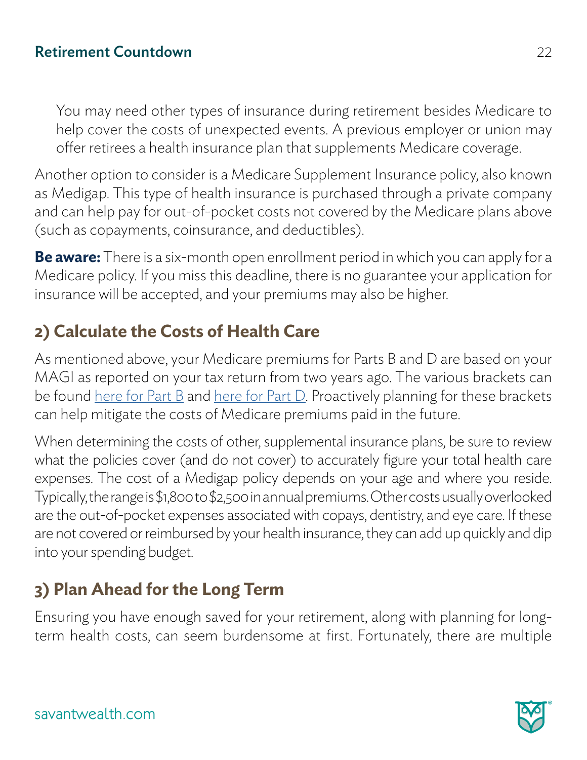You may need other types of insurance during retirement besides Medicare to help cover the costs of unexpected events. A previous employer or union may offer retirees a health insurance plan that supplements Medicare coverage.

Another option to consider is a Medicare Supplement Insurance policy, also known as Medigap. This type of health insurance is purchased through a private company and can help pay for out-of-pocket costs not covered by the Medicare plans above (such as copayments, coinsurance, and deductibles).

**Be aware:** There is a six-month open enrollment period in which you can apply for a Medicare policy. If you miss this deadline, there is no guarantee your application for insurance will be accepted, and your premiums may also be higher.

## 2) Calculate the Costs of Health Care

As mentioned above, your Medicare premiums for Parts B and D are based on your MAGI as reported on your tax return from two years ago. The various brackets can be found here for Part B and here for Part D. Proactively planning for these brackets can help mitigate the costs of Medicare premiums paid in the future.

When determining the costs of other, supplemental insurance plans, be sure to review what the policies cover (and do not cover) to accurately figure your total health care expenses. The cost of a Medigap policy depends on your age and where you reside. Typically, the range is $1,800 to $2,500 in annual premiums. Other costs usually overlooked are the out-of-pocket expenses associated with copays, dentistry, and eye care. If these are not covered or reimbursed by your health insurance, they can add up quickly and dip into your spending budget.

## 3) Plan Ahead for the Long Term

Ensuring you have enough saved for your retirement, along with planning for long-term health costs, can seem burdensome at first. Fortunately, there are multiple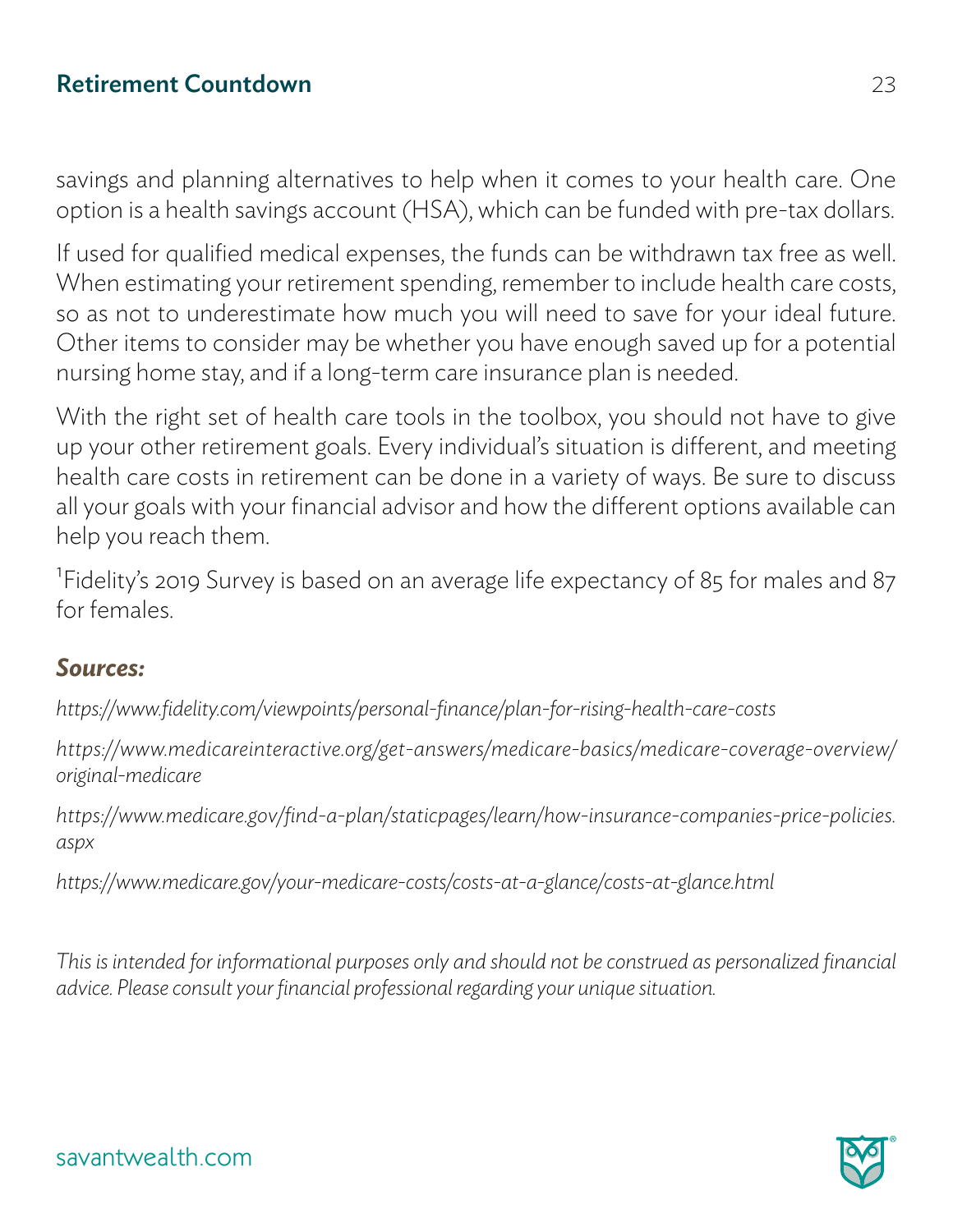savings and planning alternatives to help when it comes to your health care. One option is a health savings account (HSA), which can be funded with pre-tax dollars.

If used for qualified medical expenses, the funds can be withdrawn tax free as well. When estimating your retirement spending, remember to include health care costs, so as not to underestimate how much you will need to save for your ideal future. Other items to consider may be whether you have enough saved up for a potential nursing home stay, and if a long-term care insurance plan is needed.

With the right set of health care tools in the toolbox, you should not have to give up your other retirement goals. Every individual's situation is different, and meeting health care costs in retirement can be done in a variety of ways. Be sure to discuss all your goals with your financial advisor and how the different options available can help you reach them.

[1]Fidelity's 2019 Survey is based on an average life expectancy of 85 for males and 87 for females.

### *Sources:*

*https://www.fidelity.com/viewpoints/personal-finance/plan-for-rising-health-care-costs*

*https://www.medicareinteractive.org/get-answers/medicare-basics/medicare-coverage-overview/original-medicare*

*https://www.medicare.gov/find-a-plan/staticpages/learn/how-insurance-companies-price-policies.aspx*

*https://www.medicare.gov/your-medicare-costs/costs-at-a-glance/costs-at-glance.html*

*This is intended for informational purposes only and should not be construed as personalized financial advice. Please consult your financial professional regarding your unique situation.*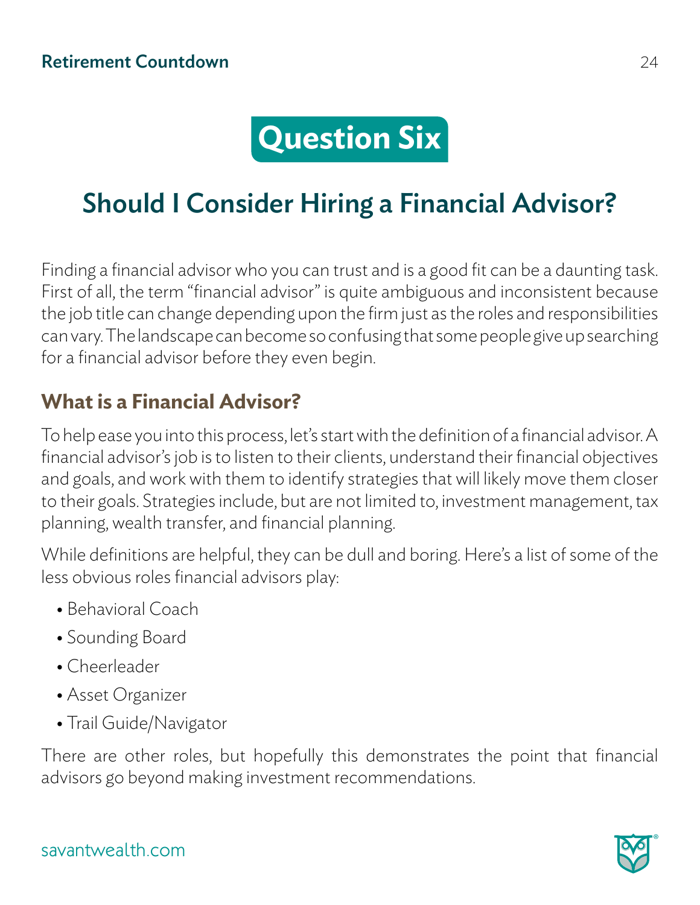# Question Six

## Should I Consider Hiring a Financial Advisor?

Finding a financial advisor who you can trust and is a good fit can be a daunting task. First of all, the term "financial advisor" is quite ambiguous and inconsistent because the job title can change depending upon the firm just as the roles and responsibilities can vary. The landscape can become so confusing that some people give up searching for a financial advisor before they even begin.

### What is a Financial Advisor?

To help ease you into this process, let's start with the definition of a financial advisor. A financial advisor's job is to listen to their clients, understand their financial objectives and goals, and work with them to identify strategies that will likely move them closer to their goals. Strategies include, but are not limited to, investment management, tax planning, wealth transfer, and financial planning.

While definitions are helpful, they can be dull and boring. Here's a list of some of the less obvious roles financial advisors play:

- Behavioral Coach
- Sounding Board
- Cheerleader
- Asset Organizer
- Trail Guide/Navigator

There are other roles, but hopefully this demonstrates the point that financial advisors go beyond making investment recommendations.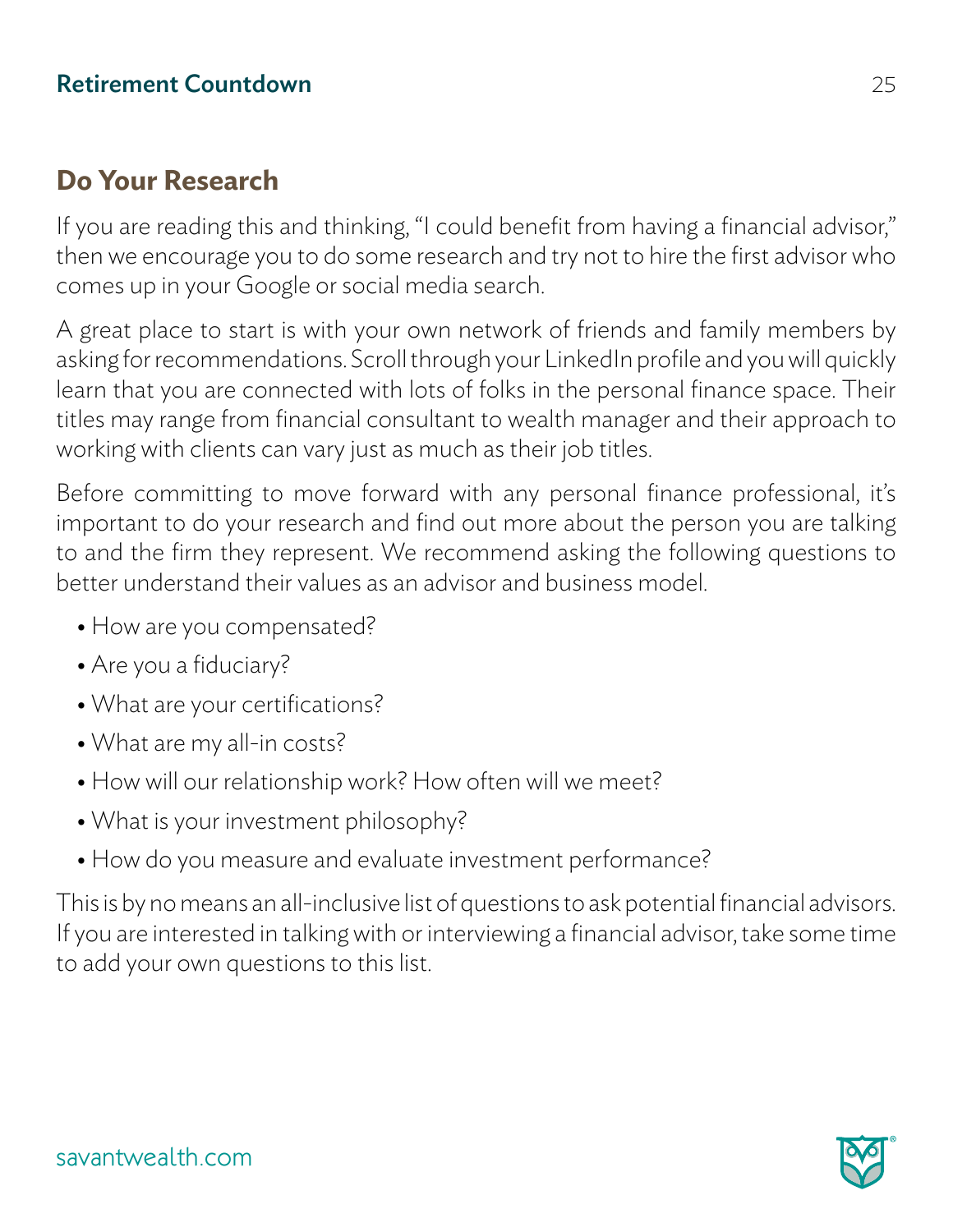## Do Your Research

If you are reading this and thinking, "I could benefit from having a financial advisor," then we encourage you to do some research and try not to hire the first advisor who comes up in your Google or social media search.

A great place to start is with your own network of friends and family members by asking for recommendations. Scroll through your LinkedIn profile and you will quickly learn that you are connected with lots of folks in the personal finance space. Their titles may range from financial consultant to wealth manager and their approach to working with clients can vary just as much as their job titles.

Before committing to move forward with any personal finance professional, it's important to do your research and find out more about the person you are talking to and the firm they represent. We recommend asking the following questions to better understand their values as an advisor and business model.

- How are you compensated?
- Are you a fiduciary?
- What are your certifications?
- What are my all-in costs?
- How will our relationship work? How often will we meet?
- What is your investment philosophy?
- How do you measure and evaluate investment performance?

This is by no means an all-inclusive list of questions to ask potential financial advisors. If you are interested in talking with or interviewing a financial advisor, take some time to add your own questions to this list.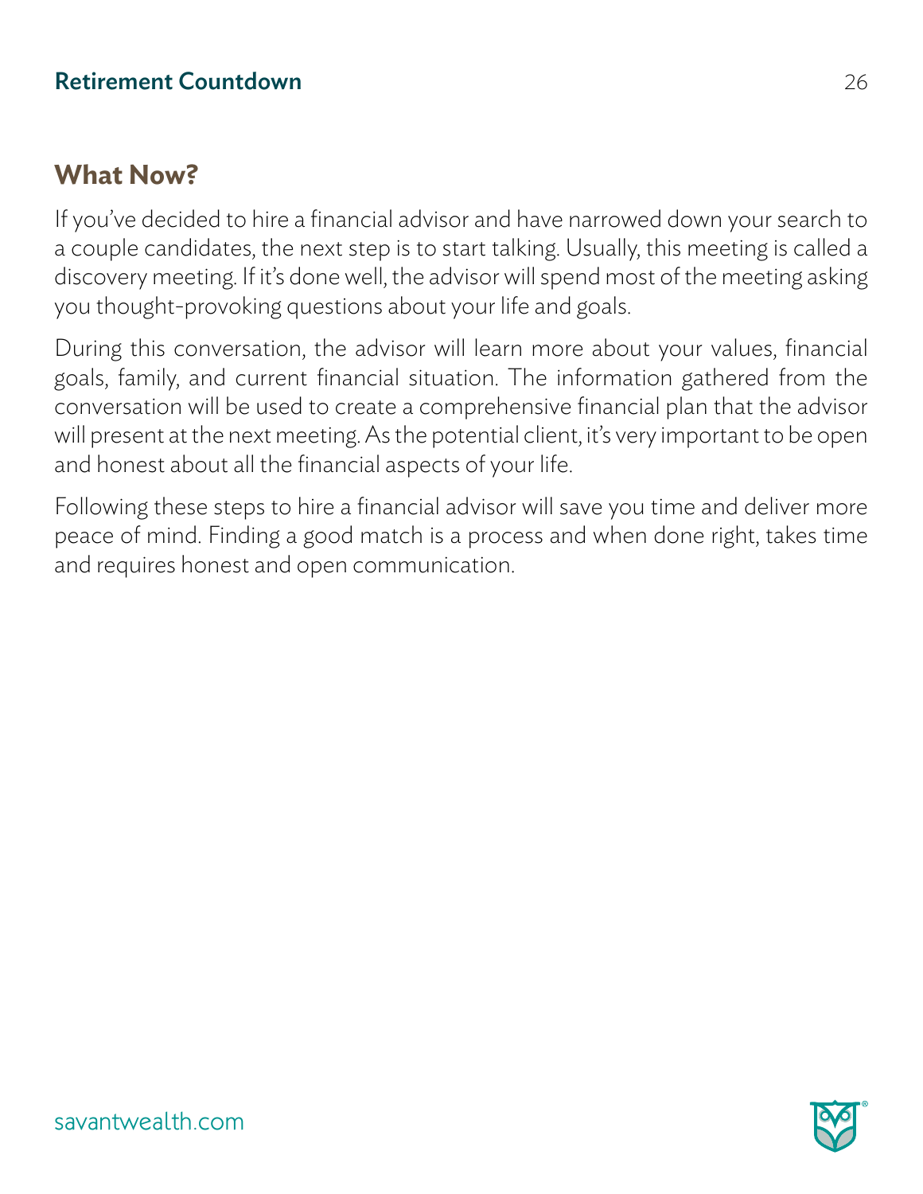## What Now?

If you've decided to hire a financial advisor and have narrowed down your search to a couple candidates, the next step is to start talking. Usually, this meeting is called a discovery meeting. If it's done well, the advisor will spend most of the meeting asking you thought-provoking questions about your life and goals.

During this conversation, the advisor will learn more about your values, financial goals, family, and current financial situation. The information gathered from the conversation will be used to create a comprehensive financial plan that the advisor will present at the next meeting. As the potential client, it's very important to be open and honest about all the financial aspects of your life.

Following these steps to hire a financial advisor will save you time and deliver more peace of mind. Finding a good match is a process and when done right, takes time and requires honest and open communication.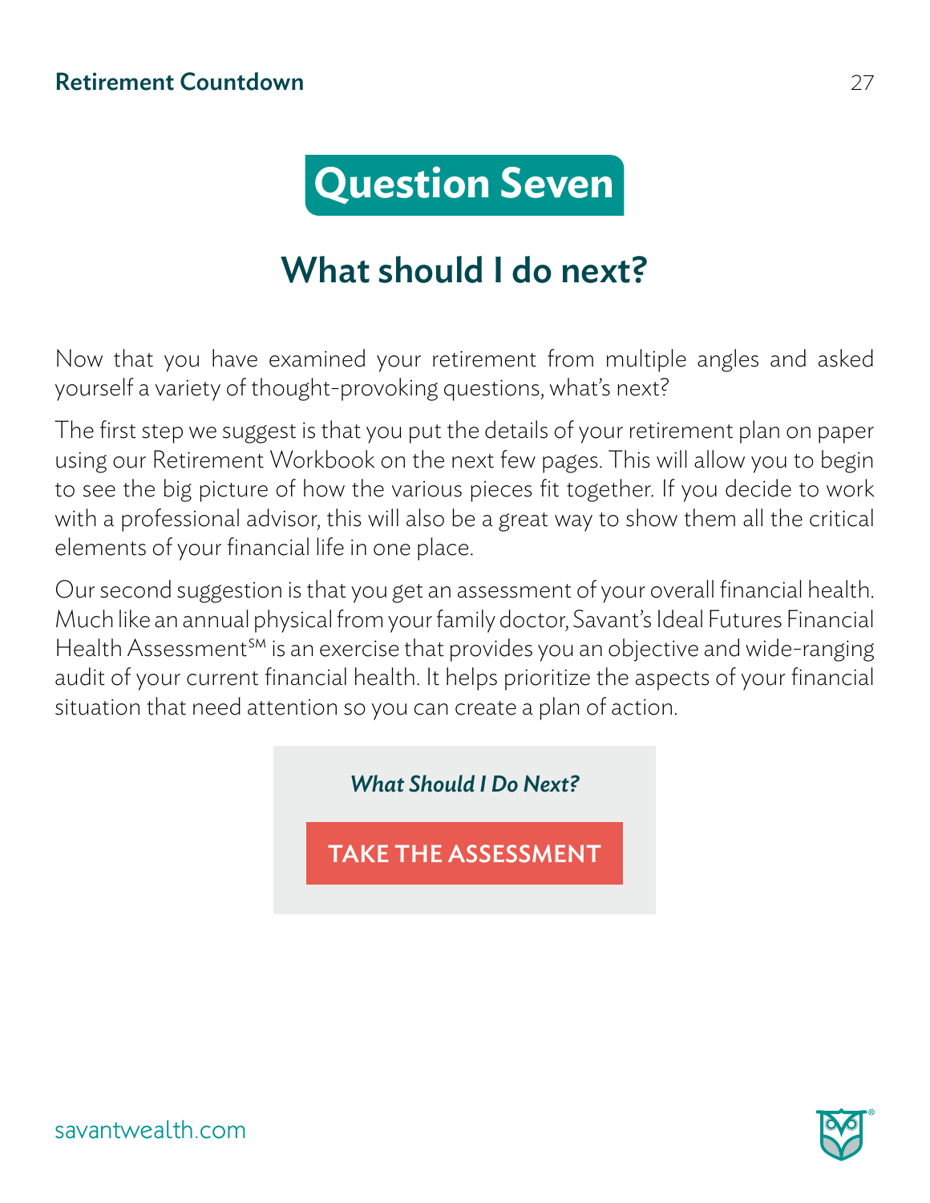# Question Seven

## What should I do next?

Now that you have examined your retirement from multiple angles and asked yourself a variety of thought-provoking questions, what's next?

The first step we suggest is that you put the details of your retirement plan on paper using our Retirement Workbook on the next few pages. This will allow you to begin to see the big picture of how the various pieces fit together. If you decide to work with a professional advisor, this will also be a great way to show them all the critical elements of your financial life in one place.

Our second suggestion is that you get an assessment of your overall financial health. Much like an annual physical from your family doctor, Savant's Ideal Futures Financial Health Assessment℠ is an exercise that provides you an objective and wide-ranging audit of your current financial health. It helps prioritize the aspects of your financial situation that need attention so you can create a plan of action.

***What Should I Do Next?***

**TAKE THE ASSESSMENT**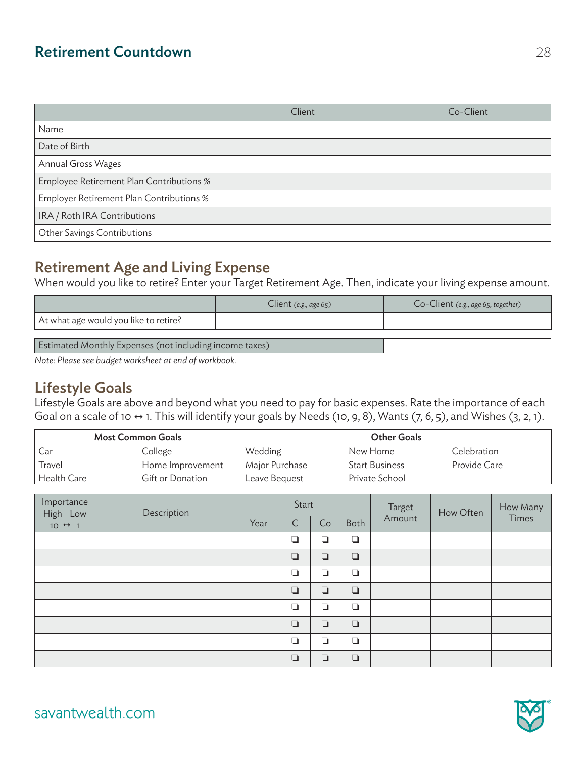# Retirement Countdown

| | Client | Co-Client |
|---|---|---|
| Name | | |
| Date of Birth | | |
| Annual Gross Wages | | |
| Employee Retirement Plan Contributions % | | |
| Employer Retirement Plan Contributions % | | |
| IRA / Roth IRA Contributions | | |
| Other Savings Contributions | | |

## Retirement Age and Living Expense

When would you like to retire? Enter your Target Retirement Age. Then, indicate your living expense amount.

| | Client *(e.g., age 65)* | Co-Client *(e.g., age 65, together)* |
|---|---|---|
| At what age would you like to retire? | | |

| Estimated Monthly Expenses (not including income taxes) | |
|---|---|

*Note: Please see budget worksheet at end of workbook.*

## Lifestyle Goals

Lifestyle Goals are above and beyond what you need to pay for basic expenses. Rate the importance of each Goal on a scale of 10 ↔ 1. This will identify your goals by Needs (10, 9, 8), Wants (7, 6, 5), and Wishes (3, 2, 1).

| **Most Common Goals** | | **Other Goals** | | |
|---|---|---|---|---|
| Car | College | Wedding | New Home | Celebration |
| Travel | Home Improvement | Major Purchase | Start Business | Provide Care |
| Health Care | Gift or Donation | Leave Bequest | Private School | |

| Importance High Low 10 ↔ 1 | Description | Start | | | | Target Amount | How Often | How Many Times |
|---|---|---|---|---|---|---|---|---|
| | | Year | C | Co | Both | | | |
| | | | ❑ | ❑ | ❑ | | | |
| | | | ❑ | ❑ | ❑ | | | |
| | | | ❑ | ❑ | ❑ | | | |
| | | | ❑ | ❑ | ❑ | | | |
| | | | ❑ | ❑ | ❑ | | | |
| | | | ❑ | ❑ | ❑ | | | |
| | | | ❑ | ❑ | ❑ | | | |
| | | | ❑ | ❑ | ❑ | | | |

savantwealth.com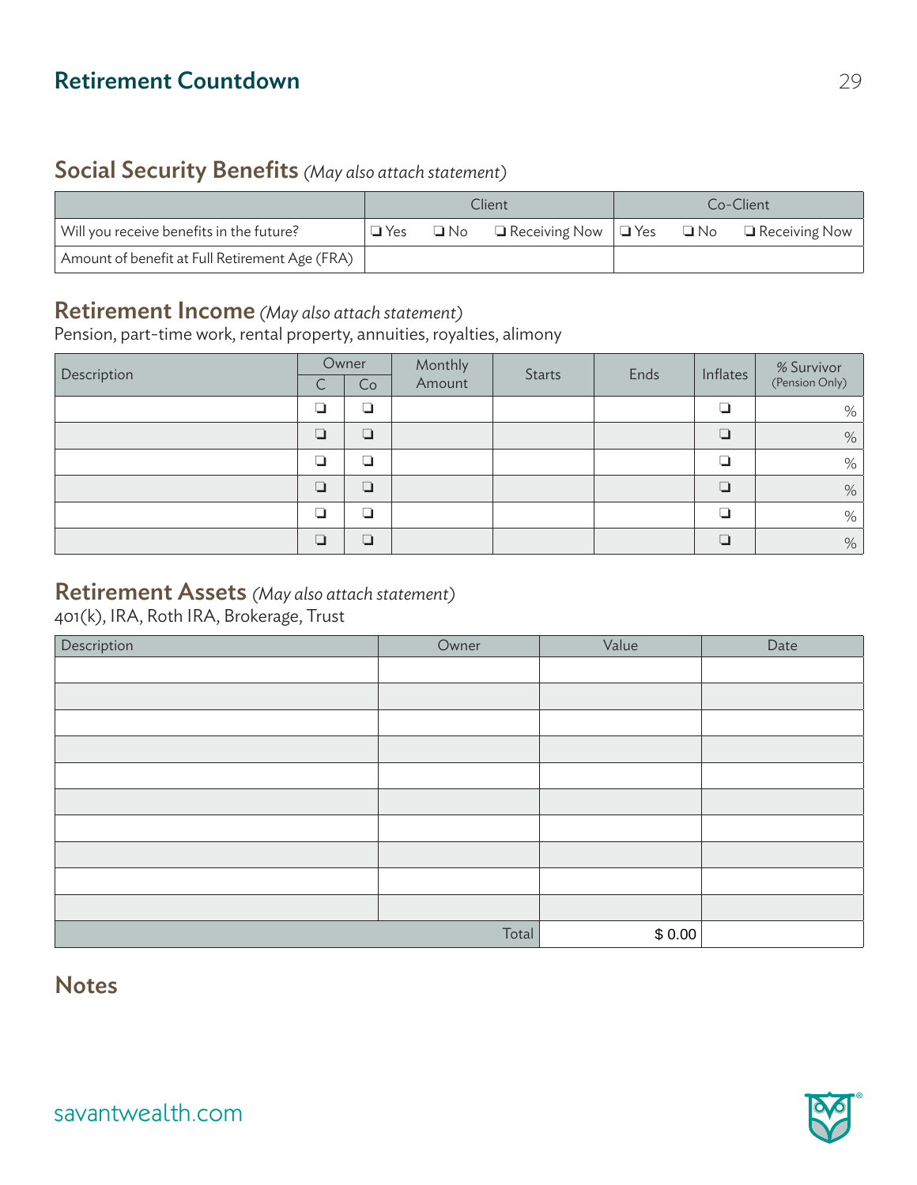# Retirement Countdown

## Social Security Benefits *(May also attach statement)*

| | Client | Co-Client |
|---|---|---|
| Will you receive benefits in the future? | ❏ Yes ❏ No ❏ Receiving Now | ❏ Yes ❏ No ❏ Receiving Now |
| Amount of benefit at Full Retirement Age (FRA) | | |

## Retirement Income *(May also attach statement)*

Pension, part-time work, rental property, annuities, royalties, alimony

| Description | Owner | | Monthly Amount | Starts | Ends | Inflates | % Survivor (Pension Only) |
|---|---|---|---|---|---|---|---|
| | C | Co | | | | | |
| | ❏ | ❏ | | | | ❏ | % |
| | ❏ | ❏ | | | | ❏ | % |
| | ❏ | ❏ | | | | ❏ | % |
| | ❏ | ❏ | | | | ❏ | % |
| | ❏ | ❏ | | | | ❏ | % |
| | ❏ | ❏ | | | | ❏ | % |

## Retirement Assets *(May also attach statement)*

401(k), IRA, Roth IRA, Brokerage, Trust

| Description | Owner | Value | Date |
|---|---|---|---|
| | | | |
| | | | |
| | | | |
| | | | |
| | | | |
| | | | |
| | | | |
| | | | |
| | | | |
| | | | |
| | Total | $ 0.00 | |

## Notes

savantwealth.com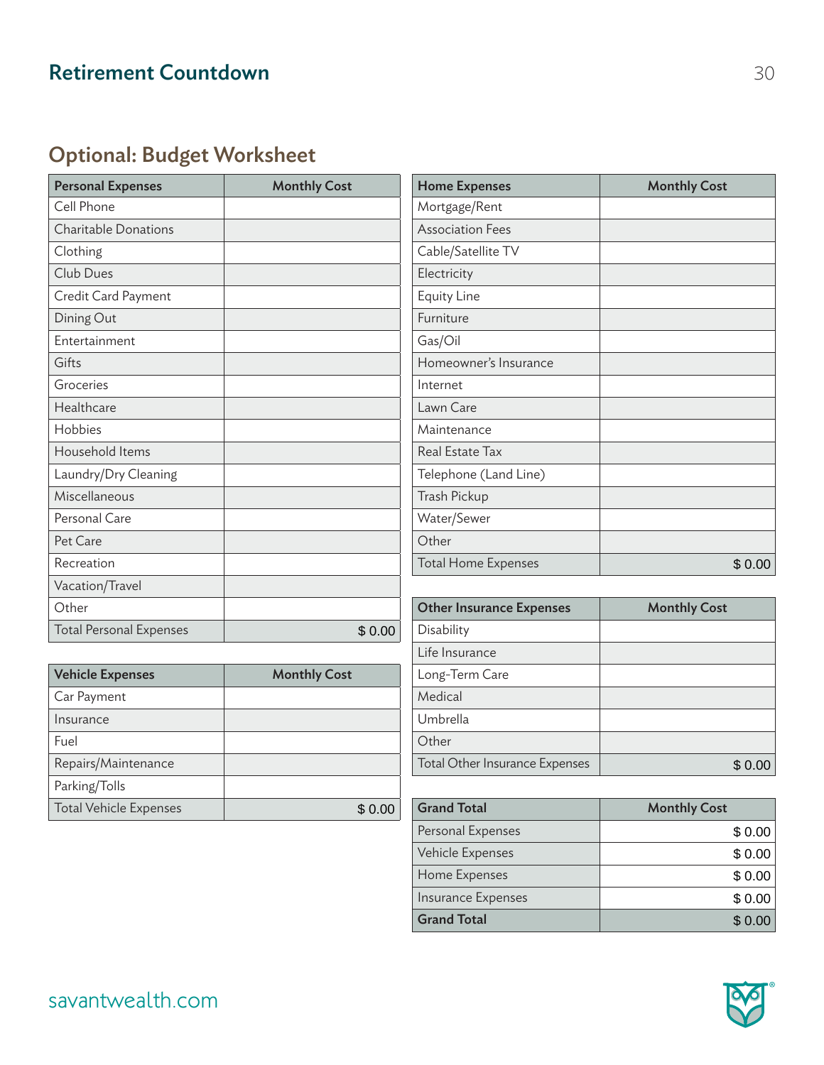## Optional: Budget Worksheet

| Personal Expenses | Monthly Cost |
|---|---|
| Cell Phone | |
| Charitable Donations | |
| Clothing | |
| Club Dues | |
| Credit Card Payment | |
| Dining Out | |
| Entertainment | |
| Gifts | |
| Groceries | |
| Healthcare | |
| Hobbies | |
| Household Items | |
| Laundry/Dry Cleaning | |
| Miscellaneous | |
| Personal Care | |
| Pet Care | |
| Recreation | |
| Vacation/Travel | |
| Other | |
| Total Personal Expenses | $ 0.00 |

| Vehicle Expenses | Monthly Cost |
|---|---|
| Car Payment | |
| Insurance | |
| Fuel | |
| Repairs/Maintenance | |
| Parking/Tolls | |
| Total Vehicle Expenses | $ 0.00 |

| Home Expenses | Monthly Cost |
|---|---|
| Mortgage/Rent | |
| Association Fees | |
| Cable/Satellite TV | |
| Electricity | |
| Equity Line | |
| Furniture | |
| Gas/Oil | |
| Homeowner's Insurance | |
| Internet | |
| Lawn Care | |
| Maintenance | |
| Real Estate Tax | |
| Telephone (Land Line) | |
| Trash Pickup | |
| Water/Sewer | |
| Other | |
| Total Home Expenses | $ 0.00 |

| Other Insurance Expenses | Monthly Cost |
|---|---|
| Disability | |
| Life Insurance | |
| Long-Term Care | |
| Medical | |
| Umbrella | |
| Other | |
| Total Other Insurance Expenses | $ 0.00 |

| Grand Total | Monthly Cost |
|---|---|
| Personal Expenses | $ 0.00 |
| Vehicle Expenses | $ 0.00 |
| Home Expenses | $ 0.00 |
| Insurance Expenses | $ 0.00 |
| **Grand Total** | $ 0.00 |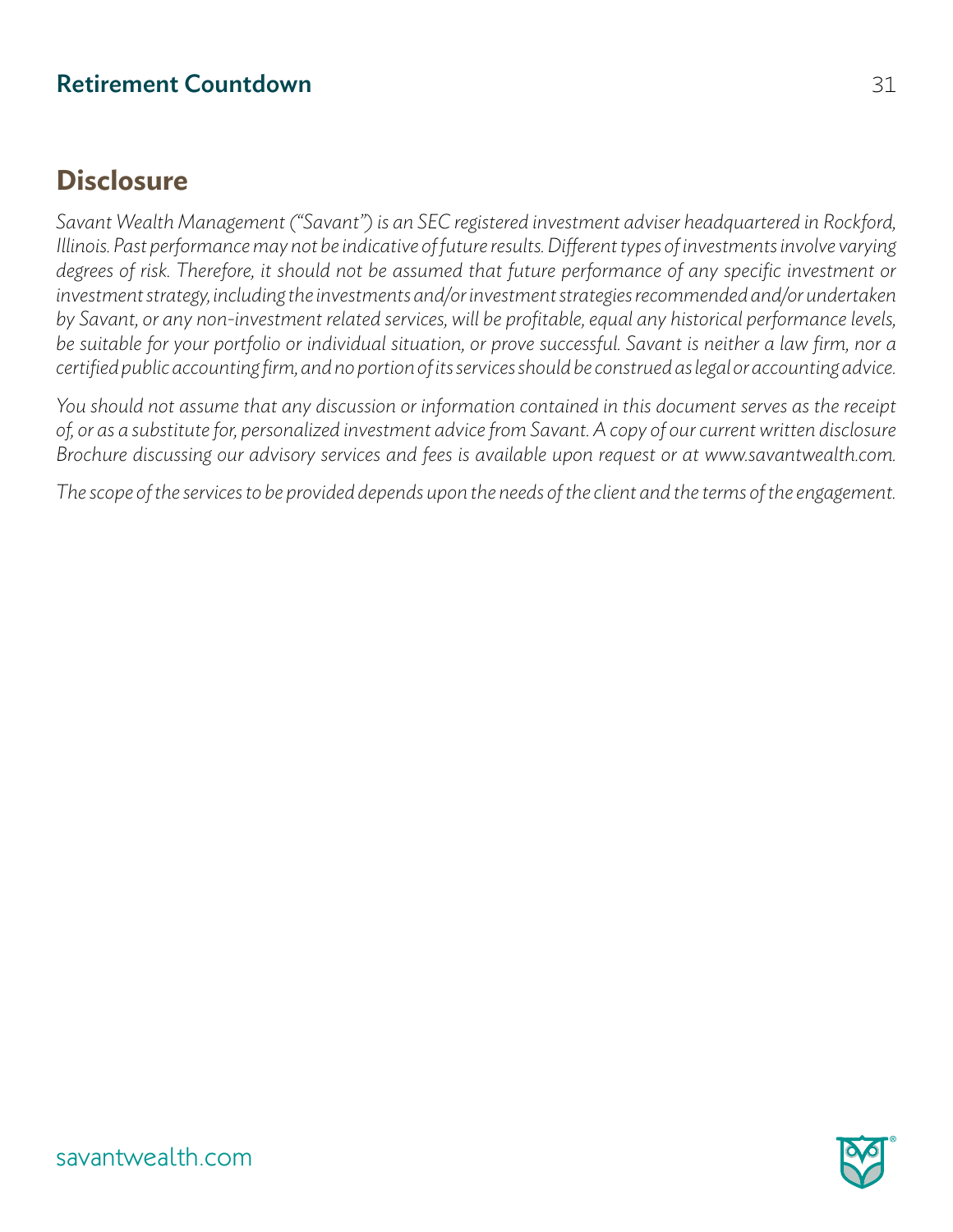## Disclosure

*Savant Wealth Management ("Savant") is an SEC registered investment adviser headquartered in Rockford, Illinois. Past performance may not be indicative of future results. Different types of investments involve varying degrees of risk. Therefore, it should not be assumed that future performance of any specific investment or investment strategy, including the investments and/or investment strategies recommended and/or undertaken by Savant, or any non-investment related services, will be profitable, equal any historical performance levels, be suitable for your portfolio or individual situation, or prove successful. Savant is neither a law firm, nor a certified public accounting firm, and no portion of its services should be construed as legal or accounting advice.*

*You should not assume that any discussion or information contained in this document serves as the receipt of, or as a substitute for, personalized investment advice from Savant. A copy of our current written disclosure Brochure discussing our advisory services and fees is available upon request or at www.savantwealth.com.*

*The scope of the services to be provided depends upon the needs of the client and the terms of the engagement.*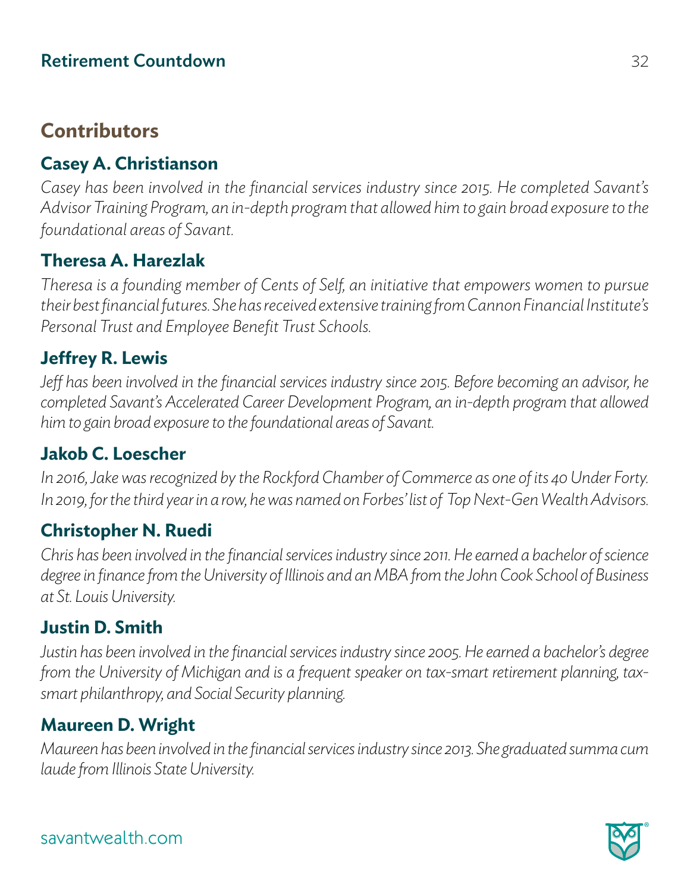## Contributors

### Casey A. Christianson

*Casey has been involved in the financial services industry since 2015. He completed Savant's Advisor Training Program, an in-depth program that allowed him to gain broad exposure to the foundational areas of Savant.*

### Theresa A. Harezlak

*Theresa is a founding member of Cents of Self, an initiative that empowers women to pursue their best financial futures. She has received extensive training from Cannon Financial Institute's Personal Trust and Employee Benefit Trust Schools.*

### Jeffrey R. Lewis

*Jeff has been involved in the financial services industry since 2015. Before becoming an advisor, he completed Savant's Accelerated Career Development Program, an in-depth program that allowed him to gain broad exposure to the foundational areas of Savant.*

### Jakob C. Loescher

*In 2016, Jake was recognized by the Rockford Chamber of Commerce as one of its 40 Under Forty. In 2019, for the third year in a row, he was named on Forbes' list of Top Next-Gen Wealth Advisors.*

### Christopher N. Ruedi

*Chris has been involved in the financial services industry since 2011. He earned a bachelor of science degree in finance from the University of Illinois and an MBA from the John Cook School of Business at St. Louis University.*

### Justin D. Smith

*Justin has been involved in the financial services industry since 2005. He earned a bachelor's degree from the University of Michigan and is a frequent speaker on tax-smart retirement planning, tax-smart philanthropy, and Social Security planning.*

### Maureen D. Wright

*Maureen has been involved in the financial services industry since 2013. She graduated summa cum laude from Illinois State University.*

savantwealth.com